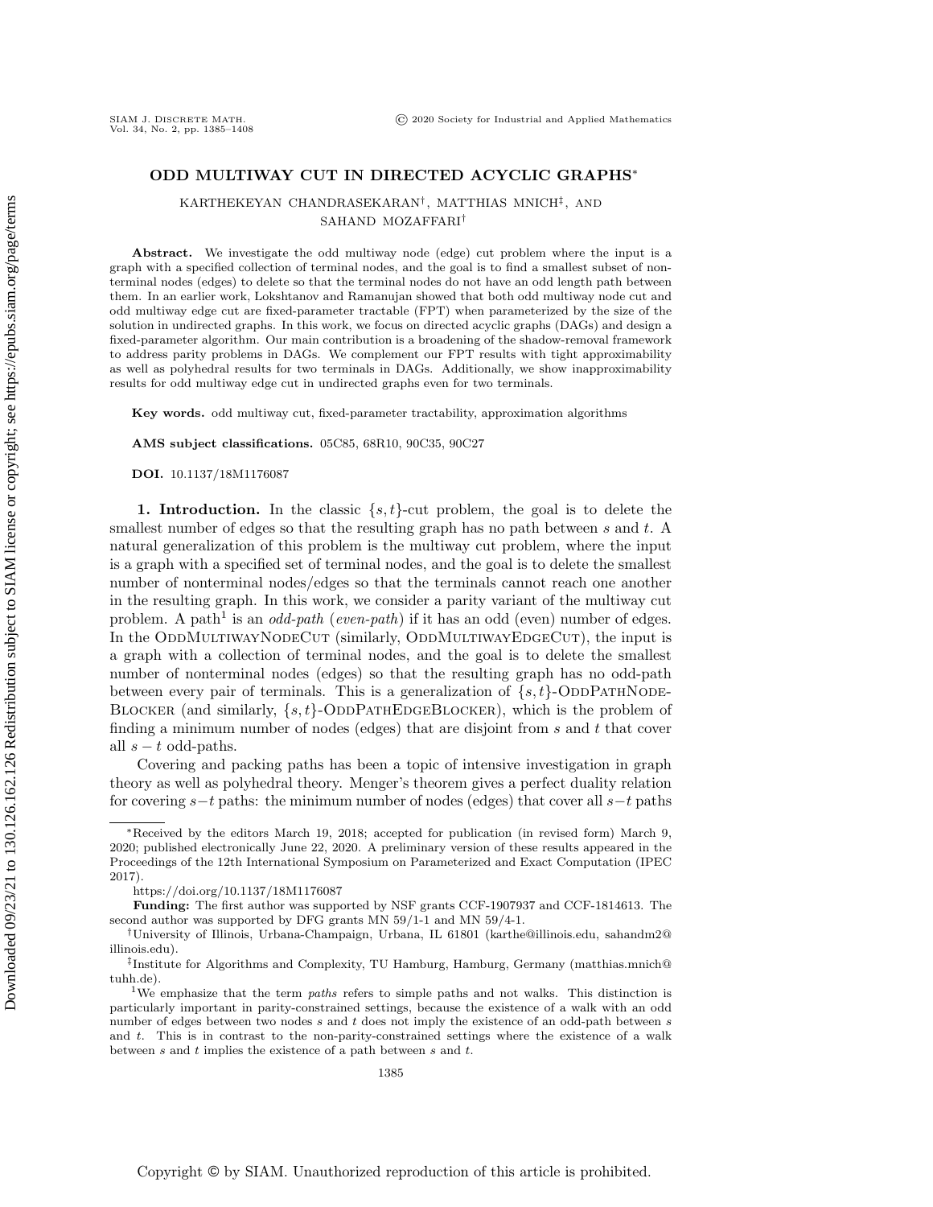# ODD MULTIWAY CUT IN DIRECTED ACYCLIC GRAPHS*

KARTHEKEYAN CHANDRASEKARAN†, MATTHIAS MNICH‡, AND SAHAND MOZAFFARI†

**Abstract.** We investigate the odd multiway node (edge) cut problem where the input is a graph with a specified collection of terminal nodes, and the goal is to find a smallest subset of nonterminal nodes (edges) to delete so that the terminal nodes do not have an odd length path between them. In an earlier work, Lokshtanov and Ramanujan showed that both odd multiway node cut and odd multiway edge cut are fixed-parameter tractable (FPT) when parameterized by the size of the solution in undirected graphs. In this work, we focus on directed acyclic graphs (DAGs) and design a fixed-parameter algorithm. Our main contribution is a broadening of the shadow-removal framework to address parity problems in DAGs. We complement our FPT results with tight approximability as well as polyhedral results for two terminals in DAGs. Additionally, we show inapproximability results for odd multiway edge cut in undirected graphs even for two terminals.

**Key words.** odd multiway cut, fixed-parameter tractability, approximation algorithms

**AMS subject classifications.** 05C85, 68R10, 90C35, 90C27

**DOI.** 10.1137/18M1176087

**1. Introduction.** In the classic $\{s,t\}$-cut problem, the goal is to delete the smallest number of edges so that the resulting graph has no path between $s$ and $t$. A natural generalization of this problem is the multiway cut problem, where the input is a graph with a specified set of terminal nodes, and the goal is to delete the smallest number of nonterminal nodes/edges so that the terminals cannot reach one another in the resulting graph. In this work, we consider a parity variant of the multiway cut problem. A path[1] is an *odd-path* (*even-path*) if it has an odd (even) number of edges. In the OddMultiwayNodeCut (similarly, OddMultiwayEdgeCut), the input is a graph with a collection of terminal nodes, and the goal is to delete the smallest number of nonterminal nodes (edges) so that the resulting graph has no odd-path between every pair of terminals. This is a generalization of $\{s,t\}$-OddPathNodeBlocker (and similarly, $\{s,t\}$-OddPathEdgeBlocker), which is the problem of finding a minimum number of nodes (edges) that are disjoint from $s$ and $t$ that cover all $s-t$ odd-paths.

Covering and packing paths has been a topic of intensive investigation in graph theory as well as polyhedral theory. Menger's theorem gives a perfect duality relation for covering $s-t$ paths: the minimum number of nodes (edges) that cover all $s-t$ paths

---

*Received by the editors March 19, 2018; accepted for publication (in revised form) March 9, 2020; published electronically June 22, 2020. A preliminary version of these results appeared in the Proceedings of the 12th International Symposium on Parameterized and Exact Computation (IPEC 2017).

https://doi.org/10.1137/18M1176087

**Funding:** The first author was supported by NSF grants CCF-1907937 and CCF-1814613. The second author was supported by DFG grants MN 59/1-1 and MN 59/4-1.

†University of Illinois, Urbana-Champaign, Urbana, IL 61801 (karthe@illinois.edu, sahandm2@illinois.edu).

‡Institute for Algorithms and Complexity, TU Hamburg, Hamburg, Germany (matthias.mnich@tuhh.de).

[1]We emphasize that the term *paths* refers to simple paths and not walks. This distinction is particularly important in parity-constrained settings, because the existence of a walk with an odd number of edges between two nodes $s$ and $t$ does not imply the existence of an odd-path between $s$ and $t$. This is in contrast to the non-parity-constrained settings where the existence of a walk between $s$ and $t$ implies the existence of a path between $s$ and $t$.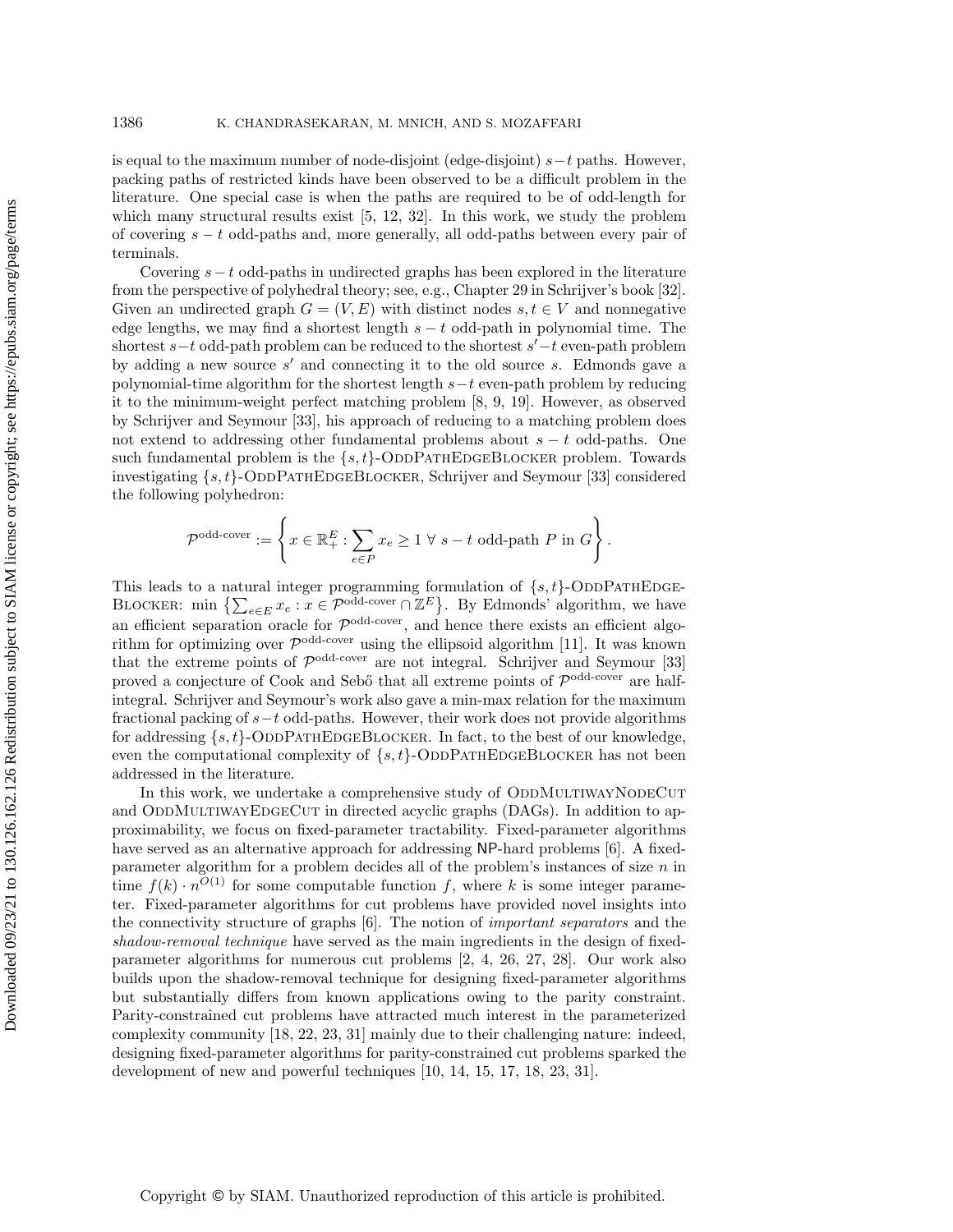is equal to the maximum number of node-disjoint (edge-disjoint) $s-t$ paths. However, packing paths of restricted kinds have been observed to be a difficult problem in the literature. One special case is when the paths are required to be of odd-length for which many structural results exist [5, 12, 32]. In this work, we study the problem of covering $s-t$ odd-paths and, more generally, all odd-paths between every pair of terminals.

Covering $s-t$ odd-paths in undirected graphs has been explored in the literature from the perspective of polyhedral theory; see, e.g., Chapter 29 in Schrijver's book [32]. Given an undirected graph $G=(V,E)$ with distinct nodes $s,t \in V$ and nonnegative edge lengths, we may find a shortest length $s-t$ odd-path in polynomial time. The shortest $s-t$ odd-path problem can be reduced to the shortest $s'-t$ even-path problem by adding a new source $s'$ and connecting it to the old source $s$. Edmonds gave a polynomial-time algorithm for the shortest length $s-t$ even-path problem by reducing it to the minimum-weight perfect matching problem [8, 9, 19]. However, as observed by Schrijver and Seymour [33], his approach of reducing to a matching problem does not extend to addressing other fundamental problems about $s-t$ odd-paths. One such fundamental problem is the $\{s,t\}$-OddPathEdgeBlocker problem. Towards investigating $\{s,t\}$-OddPathEdgeBlocker, Schrijver and Seymour [33] considered the following polyhedron:

$$\mathcal{P}^{\text{odd-cover}} := \left\{ x \in \mathbb{R}^E_+ : \sum_{e \in P} x_e \geq 1 \ \forall \ s-t \text{ odd-path } P \text{ in } G \right\}.$$

This leads to a natural integer programming formulation of $\{s,t\}$-OddPathEdgeBlocker: $\min \left\{ \sum_{e\in E} x_e : x \in \mathcal{P}^{\text{odd-cover}} \cap \mathbb{Z}^E \right\}$. By Edmonds' algorithm, we have an efficient separation oracle for $\mathcal{P}^{\text{odd-cover}}$, and hence there exists an efficient algorithm for optimizing over $\mathcal{P}^{\text{odd-cover}}$ using the ellipsoid algorithm [11]. It was known that the extreme points of $\mathcal{P}^{\text{odd-cover}}$ are not integral. Schrijver and Seymour [33] proved a conjecture of Cook and Sebő that all extreme points of $\mathcal{P}^{\text{odd-cover}}$ are half-integral. Schrijver and Seymour's work also gave a min-max relation for the maximum fractional packing of $s-t$ odd-paths. However, their work does not provide algorithms for addressing $\{s,t\}$-OddPathEdgeBlocker. In fact, to the best of our knowledge, even the computational complexity of $\{s,t\}$-OddPathEdgeBlocker has not been addressed in the literature.

In this work, we undertake a comprehensive study of OddMultiwayNodeCut and OddMultiwayEdgeCut in directed acyclic graphs (DAGs). In addition to approximability, we focus on fixed-parameter tractability. Fixed-parameter algorithms have served as an alternative approach for addressing NP-hard problems [6]. A fixed-parameter algorithm for a problem decides all of the problem's instances of size $n$ in time $f(k) \cdot n^{O(1)}$ for some computable function $f$, where $k$ is some integer parameter. Fixed-parameter algorithms for cut problems have provided novel insights into the connectivity structure of graphs [6]. The notion of *important separators* and the *shadow-removal technique* have served as the main ingredients in the design of fixed-parameter algorithms for numerous cut problems [2, 4, 26, 27, 28]. Our work also builds upon the shadow-removal technique for designing fixed-parameter algorithms but substantially differs from known applications owing to the parity constraint. Parity-constrained cut problems have attracted much interest in the parameterized complexity community [18, 22, 23, 31] mainly due to their challenging nature: indeed, designing fixed-parameter algorithms for parity-constrained cut problems sparked the development of new and powerful techniques [10, 14, 15, 17, 18, 23, 31].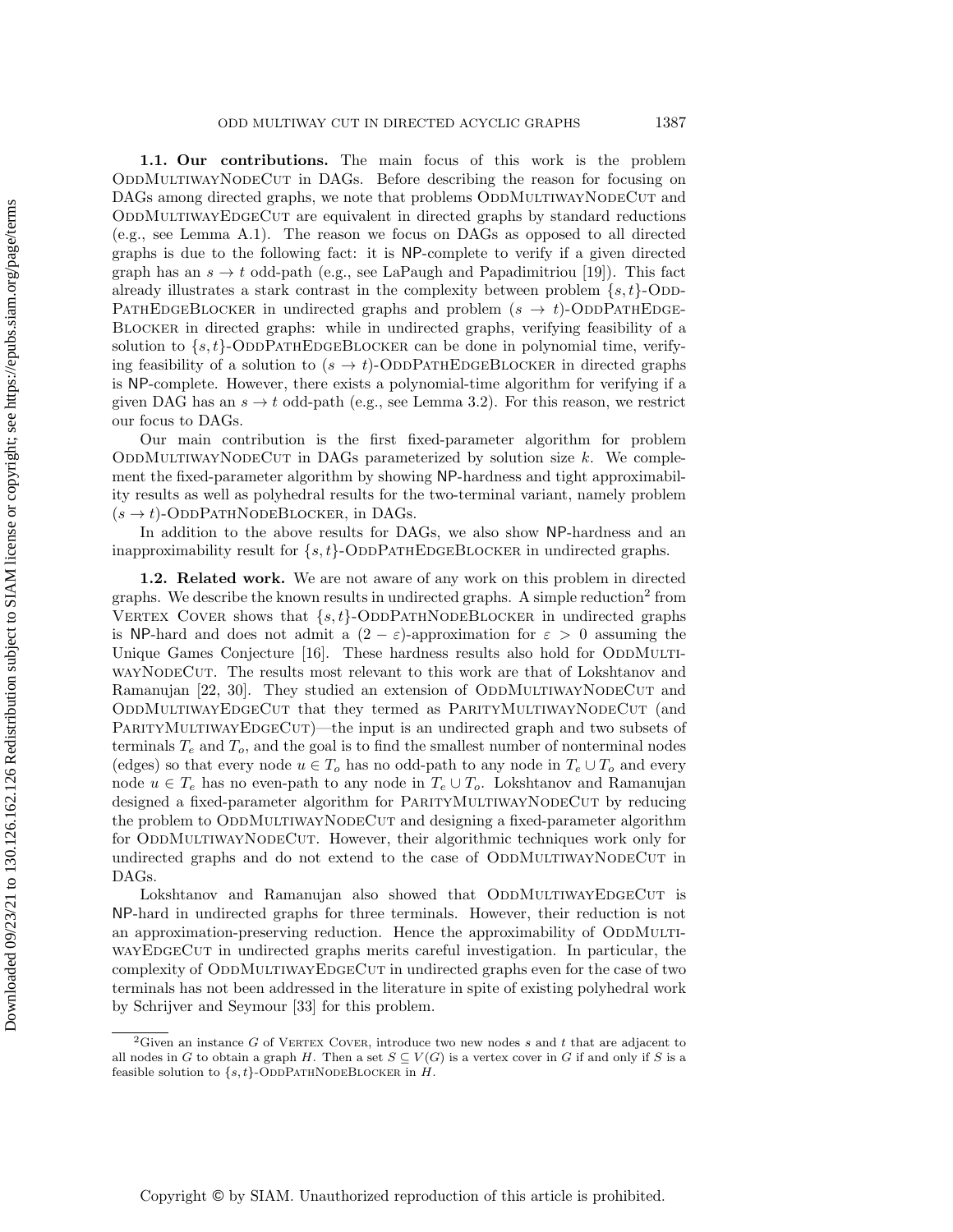**1.1. Our contributions.** The main focus of this work is the problem OddMultiwayNodeCut in DAGs. Before describing the reason for focusing on DAGs among directed graphs, we note that problems OddMultiwayNodeCut and OddMultiwayEdgeCut are equivalent in directed graphs by standard reductions (e.g., see Lemma A.1). The reason we focus on DAGs as opposed to all directed graphs is due to the following fact: it is NP-complete to verify if a given directed graph has an $s \to t$ odd-path (e.g., see LaPaugh and Papadimitriou [19]). This fact already illustrates a stark contrast in the complexity between problem $\{s,t\}$-OddPathEdgeBlocker in undirected graphs and problem $(s \to t)$-OddPathEdgeBlocker in directed graphs: while in undirected graphs, verifying feasibility of a solution to $\{s,t\}$-OddPathEdgeBlocker can be done in polynomial time, verifying feasibility of a solution to $(s \to t)$-OddPathEdgeBlocker in directed graphs is NP-complete. However, there exists a polynomial-time algorithm for verifying if a given DAG has an $s \to t$ odd-path (e.g., see Lemma 3.2). For this reason, we restrict our focus to DAGs.

Our main contribution is the first fixed-parameter algorithm for problem OddMultiwayNodeCut in DAGs parameterized by solution size $k$. We complement the fixed-parameter algorithm by showing NP-hardness and tight approximability results as well as polyhedral results for the two-terminal variant, namely problem $(s \to t)$-OddPathNodeBlocker, in DAGs.

In addition to the above results for DAGs, we also show NP-hardness and an inapproximability result for $\{s,t\}$-OddPathEdgeBlocker in undirected graphs.

**1.2. Related work.** We are not aware of any work on this problem in directed graphs. We describe the known results in undirected graphs. A simple reduction[2] from Vertex Cover shows that $\{s,t\}$-OddPathNodeBlocker in undirected graphs is NP-hard and does not admit a $(2-\varepsilon)$-approximation for $\varepsilon > 0$ assuming the Unique Games Conjecture [16]. These hardness results also hold for OddMultiwayNodeCut. The results most relevant to this work are that of Lokshtanov and Ramanujan [22, 30]. They studied an extension of OddMultiwayNodeCut and OddMultiwayEdgeCut that they termed as ParityMultiwayNodeCut (and ParityMultiwayEdgeCut)—the input is an undirected graph and two subsets of terminals $T_e$ and $T_o$, and the goal is to find the smallest number of nonterminal nodes (edges) so that every node $u \in T_o$ has no odd-path to any node in $T_e \cup T_o$ and every node $u \in T_e$ has no even-path to any node in $T_e \cup T_o$. Lokshtanov and Ramanujan designed a fixed-parameter algorithm for ParityMultiwayNodeCut by reducing the problem to OddMultiwayNodeCut and designing a fixed-parameter algorithm for OddMultiwayNodeCut. However, their algorithmic techniques work only for undirected graphs and do not extend to the case of OddMultiwayNodeCut in DAGs.

Lokshtanov and Ramanujan also showed that OddMultiwayEdgeCut is NP-hard in undirected graphs for three terminals. However, their reduction is not an approximation-preserving reduction. Hence the approximability of OddMultiwayEdgeCut in undirected graphs merits careful investigation. In particular, the complexity of OddMultiwayEdgeCut in undirected graphs even for the case of two terminals has not been addressed in the literature in spite of existing polyhedral work by Schrijver and Seymour [33] for this problem.

[2] Given an instance $G$ of Vertex Cover, introduce two new nodes $s$ and $t$ that are adjacent to all nodes in $G$ to obtain a graph $H$. Then a set $S \subseteq V(G)$ is a vertex cover in $G$ if and only if $S$ is a feasible solution to $\{s,t\}$-OddPathNodeBlocker in $H$.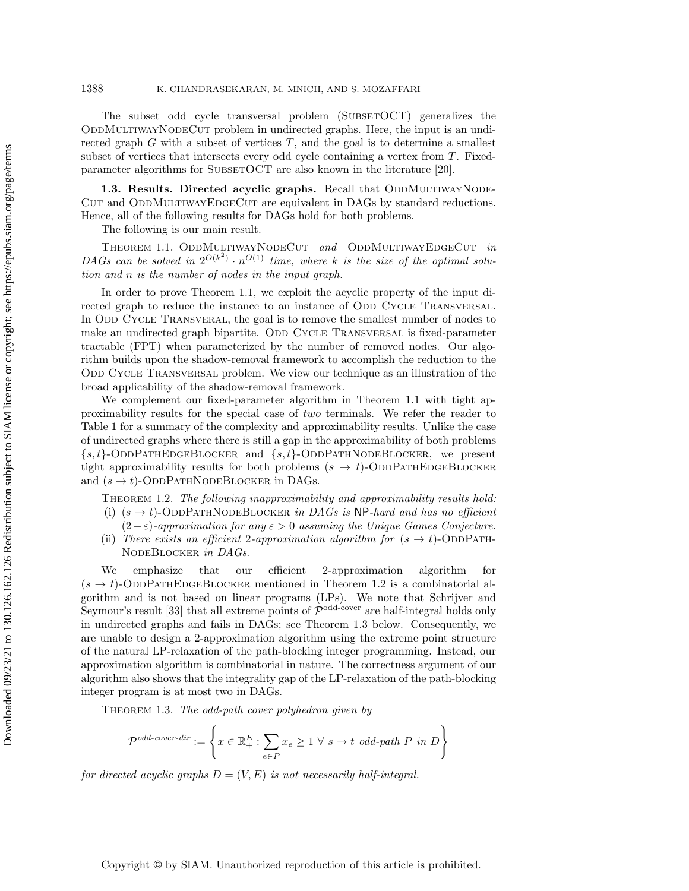The subset odd cycle transversal problem (SubsetOCT) generalizes the OddMultiwayNodeCut problem in undirected graphs. Here, the input is an undirected graph $G$ with a subset of vertices $T$, and the goal is to determine a smallest subset of vertices that intersects every odd cycle containing a vertex from $T$. Fixed-parameter algorithms for SubsetOCT are also known in the literature [20].

**1.3. Results. Directed acyclic graphs.** Recall that OddMultiwayNodeCut and OddMultiwayEdgeCut are equivalent in DAGs by standard reductions. Hence, all of the following results for DAGs hold for both problems.

The following is our main result.

Theorem 1.1. *OddMultiwayNodeCut and OddMultiwayEdgeCut in DAGs can be solved in $2^{O(k^2)} \cdot n^{O(1)}$ time, where $k$ is the size of the optimal solution and $n$ is the number of nodes in the input graph.*

In order to prove Theorem 1.1, we exploit the acyclic property of the input directed graph to reduce the instance to an instance of Odd Cycle Transversal. In Odd Cycle Transveral, the goal is to remove the smallest number of nodes to make an undirected graph bipartite. Odd Cycle Transversal is fixed-parameter tractable (FPT) when parameterized by the number of removed nodes. Our algorithm builds upon the shadow-removal framework to accomplish the reduction to the Odd Cycle Transversal problem. We view our technique as an illustration of the broad applicability of the shadow-removal framework.

We complement our fixed-parameter algorithm in Theorem 1.1 with tight approximability results for the special case of *two* terminals. We refer the reader to Table 1 for a summary of the complexity and approximability results. Unlike the case of undirected graphs where there is still a gap in the approximability of both problems $\{s, t\}$-OddPathEdgeBlocker and $\{s, t\}$-OddPathNodeBlocker, we present tight approximability results for both problems $(s \to t)$-OddPathEdgeBlocker and $(s \to t)$-OddPathNodeBlocker in DAGs.

Theorem 1.2. *The following inapproximability and approximability results hold:*

(i) *$(s \to t)$-OddPathNodeBlocker in DAGs is NP-hard and has no efficient $(2-\varepsilon)$-approximation for any $\varepsilon > 0$ assuming the Unique Games Conjecture.*

(ii) *There exists an efficient 2-approximation algorithm for $(s \to t)$-OddPathNodeBlocker in DAGs.*

We emphasize that our efficient 2-approximation algorithm for $(s \to t)$-OddPathEdgeBlocker mentioned in Theorem 1.2 is a combinatorial algorithm and is not based on linear programs (LPs). We note that Schrijver and Seymour's result [33] that all extreme points of $\mathcal{P}^{\text{odd-cover}}$ are half-integral holds only in undirected graphs and fails in DAGs; see Theorem 1.3 below. Consequently, we are unable to design a 2-approximation algorithm using the extreme point structure of the natural LP-relaxation of the path-blocking integer programming. Instead, our approximation algorithm is combinatorial in nature. The correctness argument of our algorithm also shows that the integrality gap of the LP-relaxation of the path-blocking integer program is at most two in DAGs.

Theorem 1.3. *The odd-path cover polyhedron given by*

$$\mathcal{P}^{odd\text{-}cover\text{-}dir} := \left\{ x \in \mathbb{R}^E_+ : \sum_{e \in P} x_e \geq 1 \ \forall \ s \to t \text{ odd-path } P \text{ in } D \right\}$$

*for directed acyclic graphs $D = (V, E)$ is not necessarily half-integral.*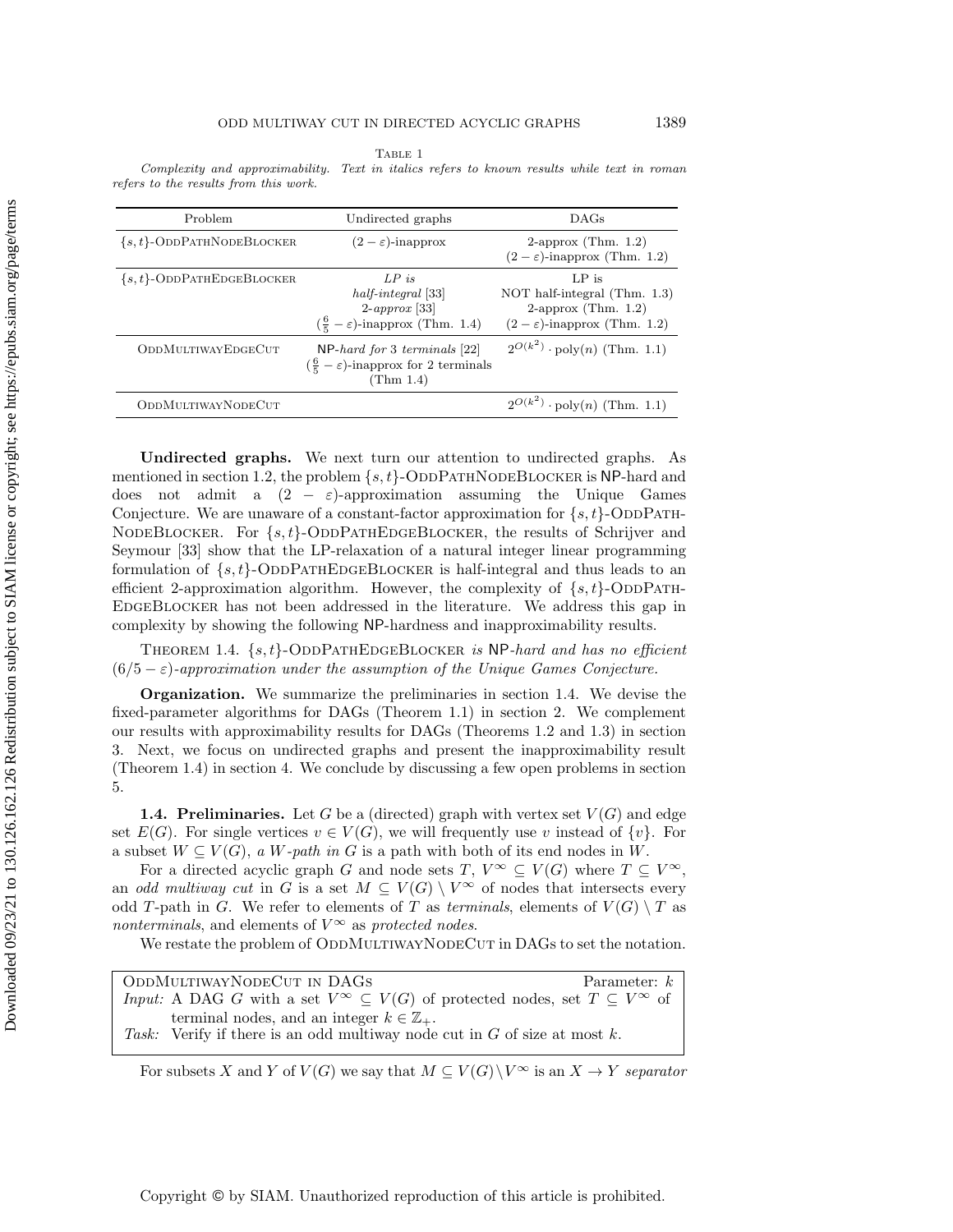Table 1

*Complexity and approximability. Text in italics refers to known results while text in roman refers to the results from this work.*

| Problem | Undirected graphs | DAGs |
|---|---|---|
| $\{s,t\}$-OddPathNodeBlocker | $(2-\varepsilon)$-inapprox | 2-approx (Thm. 1.2) $(2-\varepsilon)$-inapprox (Thm. 1.2) |
| $\{s,t\}$-OddPathEdgeBlocker | *LP is half-integral* [33] *2-approx* [33] $(\frac{6}{5}-\varepsilon)$-inapprox (Thm. 1.4) | LP is NOT half-integral (Thm. 1.3) 2-approx (Thm. 1.2) $(2-\varepsilon)$-inapprox (Thm. 1.2) |
| OddMultiwayEdgeCut | *NP-hard for 3 terminals* [22] $(\frac{6}{5}-\varepsilon)$-inapprox for 2 terminals (Thm 1.4) | $2^{O(k^2)}\cdot \text{poly}(n)$ (Thm. 1.1) |
| OddMultiwayNodeCut | | $2^{O(k^2)}\cdot \text{poly}(n)$ (Thm. 1.1) |

**Undirected graphs.** We next turn our attention to undirected graphs. As mentioned in section 1.2, the problem $\{s,t\}$-OddPathNodeBlocker is NP-hard and does not admit a $(2-\varepsilon)$-approximation assuming the Unique Games Conjecture. We are unaware of a constant-factor approximation for $\{s,t\}$-OddPathNodeBlocker. For $\{s,t\}$-OddPathEdgeBlocker, the results of Schrijver and Seymour [33] show that the LP-relaxation of a natural integer linear programming formulation of $\{s,t\}$-OddPathEdgeBlocker is half-integral and thus leads to an efficient 2-approximation algorithm. However, the complexity of $\{s,t\}$-OddPathEdgeBlocker has not been addressed in the literature. We address this gap in complexity by showing the following NP-hardness and inapproximability results.

Theorem 1.4. *$\{s,t\}$-OddPathEdgeBlocker is NP-hard and has no efficient $(6/5-\varepsilon)$-approximation under the assumption of the Unique Games Conjecture.*

**Organization.** We summarize the preliminaries in section 1.4. We devise the fixed-parameter algorithms for DAGs (Theorem 1.1) in section 2. We complement our results with approximability results for DAGs (Theorems 1.2 and 1.3) in section 3. Next, we focus on undirected graphs and present the inapproximability result (Theorem 1.4) in section 4. We conclude by discussing a few open problems in section 5.

**1.4. Preliminaries.** Let $G$ be a (directed) graph with vertex set $V(G)$ and edge set $E(G)$. For single vertices $v \in V(G)$, we will frequently use $v$ instead of $\{v\}$. For a subset $W \subseteq V(G)$, *a $W$-path in $G$* is a path with both of its end nodes in $W$.

For a directed acyclic graph $G$ and node sets $T$, $V^\infty \subseteq V(G)$ where $T \subseteq V^\infty$, an *odd multiway cut* in $G$ is a set $M \subseteq V(G) \setminus V^\infty$ of nodes that intersects every odd $T$-path in $G$. We refer to elements of $T$ as *terminals*, elements of $V(G)\setminus T$ as *nonterminals*, and elements of $V^\infty$ as *protected nodes*.

We restate the problem of OddMultiwayNodeCut in DAGs to set the notation.

> OddMultiwayNodeCut in DAGs — Parameter: $k$
>
> *Input:* A DAG $G$ with a set $V^\infty \subseteq V(G)$ of protected nodes, set $T \subseteq V^\infty$ of terminal nodes, and an integer $k \in \mathbb{Z}_+$.
>
> *Task:* Verify if there is an odd multiway node cut in $G$ of size at most $k$.

For subsets $X$ and $Y$ of $V(G)$ we say that $M \subseteq V(G)\setminus V^\infty$ is an $X \to Y$ *separator*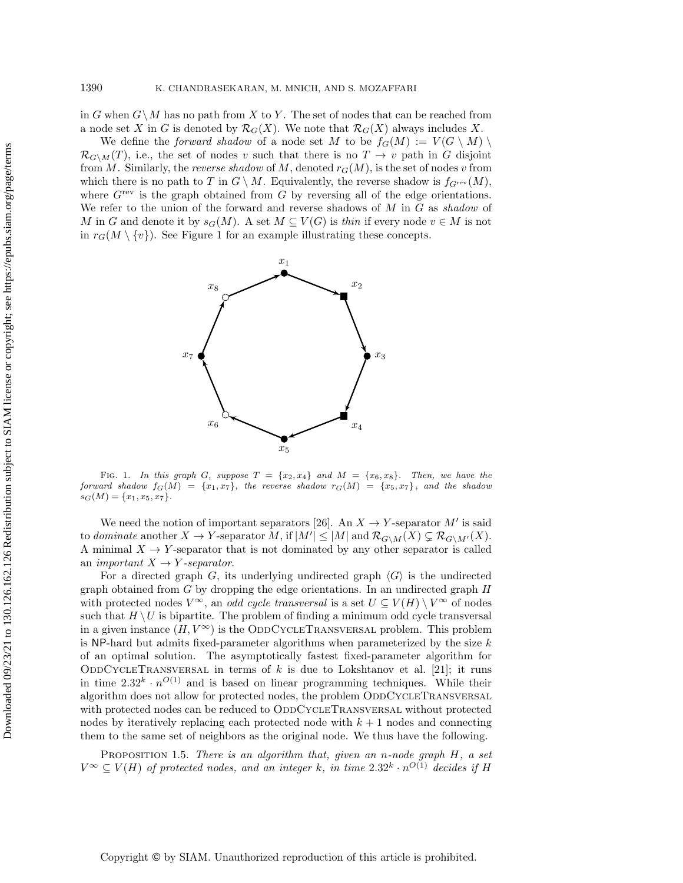in $G$ when $G \setminus M$ has no path from $X$ to $Y$. The set of nodes that can be reached from a node set $X$ in $G$ is denoted by $\mathcal{R}_G(X)$. We note that $\mathcal{R}_G(X)$ always includes $X$.

We define the *forward shadow* of a node set $M$ to be $f_G(M) := V(G \setminus M) \setminus \mathcal{R}_{G\setminus M}(T)$, i.e., the set of nodes $v$ such that there is no $T \to v$ path in $G$ disjoint from $M$. Similarly, the *reverse shadow* of $M$, denoted $r_G(M)$, is the set of nodes $v$ from which there is no path to $T$ in $G \setminus M$. Equivalently, the reverse shadow is $f_{G^{\text{rev}}}(M)$, where $G^{\text{rev}}$ is the graph obtained from $G$ by reversing all of the edge orientations. We refer to the union of the forward and reverse shadows of $M$ in $G$ as *shadow* of $M$ in $G$ and denote it by $s_G(M)$. A set $M \subseteq V(G)$ is *thin* if every node $v \in M$ is not in $r_G(M \setminus \{v\})$. See Figure 1 for an example illustrating these concepts.

FIG. 1. *In this graph $G$, suppose $T = \{x_2, x_4\}$ and $M = \{x_6, x_8\}$. Then, we have the forward shadow $f_G(M) = \{x_1, x_7\}$, the reverse shadow $r_G(M) = \{x_5, x_7\}$, and the shadow $s_G(M) = \{x_1, x_5, x_7\}$.*

We need the notion of important separators [26]. An $X \to Y$-separator $M'$ is said to *dominate* another $X \to Y$-separator $M$, if $|M'| \leq |M|$ and $\mathcal{R}_{G\setminus M}(X) \subsetneq \mathcal{R}_{G\setminus M'}(X)$. A minimal $X \to Y$-separator that is not dominated by any other separator is called an *important $X \to Y$-separator*.

For a directed graph $G$, its underlying undirected graph $\langle G \rangle$ is the undirected graph obtained from $G$ by dropping the edge orientations. In an undirected graph $H$ with protected nodes $V^\infty$, an *odd cycle transversal* is a set $U \subseteq V(H) \setminus V^\infty$ of nodes such that $H \setminus U$ is bipartite. The problem of finding a minimum odd cycle transversal in a given instance $(H, V^\infty)$ is the ODDCYCLETRANSVERSAL problem. This problem is NP-hard but admits fixed-parameter algorithms when parameterized by the size $k$ of an optimal solution. The asymptotically fastest fixed-parameter algorithm for ODDCYCLETRANSVERSAL in terms of $k$ is due to Lokshtanov et al. [21]; it runs in time $2.32^k \cdot n^{O(1)}$ and is based on linear programming techniques. While their algorithm does not allow for protected nodes, the problem ODDCYCLETRANSVERSAL with protected nodes can be reduced to ODDCYCLETRANSVERSAL without protected nodes by iteratively replacing each protected node with $k+1$ nodes and connecting them to the same set of neighbors as the original node. We thus have the following.

PROPOSITION 1.5. *There is an algorithm that, given an $n$-node graph $H$, a set $V^\infty \subseteq V(H)$ of protected nodes, and an integer $k$, in time $2.32^k \cdot n^{O(1)}$ decides if $H$*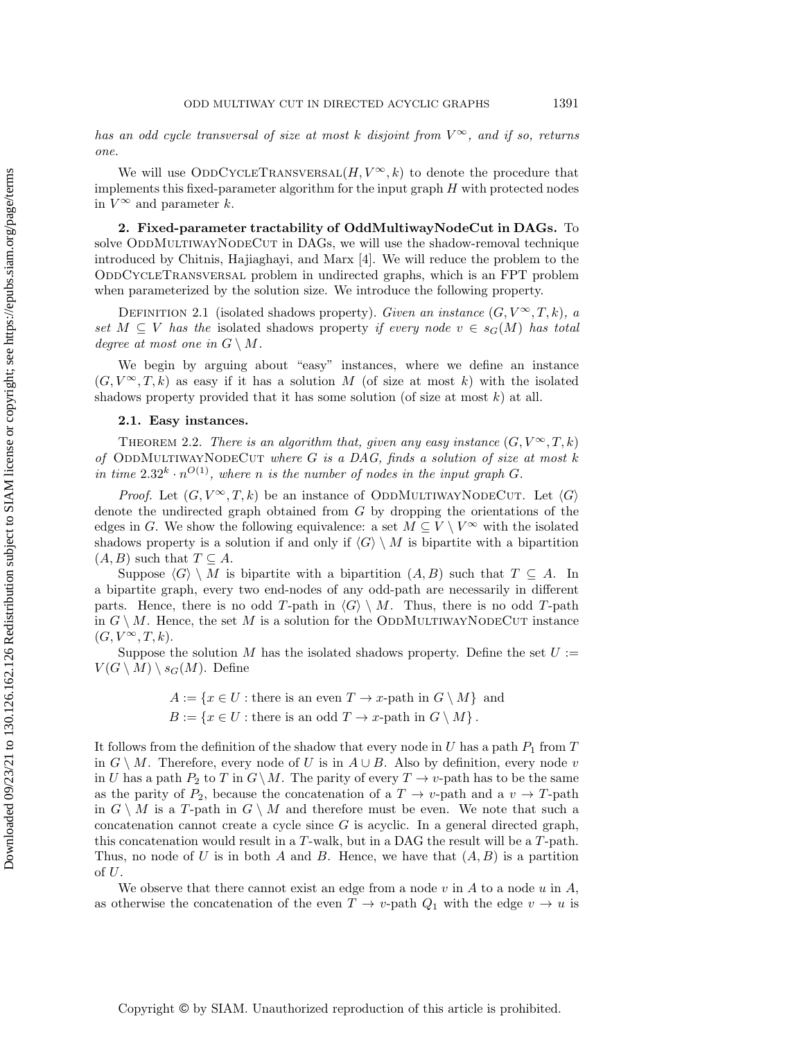*has an odd cycle transversal of size at most $k$ disjoint from $V^\infty$, and if so, returns one.*

We will use OddCycleTransversal$(H, V^\infty, k)$ to denote the procedure that implements this fixed-parameter algorithm for the input graph $H$ with protected nodes in $V^\infty$ and parameter $k$.

## 2. Fixed-parameter tractability of OddMultiwayNodeCut in DAGs.

To solve OddMultiwayNodeCut in DAGs, we will use the shadow-removal technique introduced by Chitnis, Hajiaghayi, and Marx [4]. We will reduce the problem to the OddCycleTransversal problem in undirected graphs, which is an FPT problem when parameterized by the solution size. We introduce the following property.

Definition 2.1 (isolated shadows property). *Given an instance $(G, V^\infty, T, k)$, a set $M \subseteq V$ has the* isolated shadows property *if every node $v \in s_G(M)$ has total degree at most one in $G \setminus M$.*

We begin by arguing about "easy" instances, where we define an instance $(G, V^\infty, T, k)$ as easy if it has a solution $M$ (of size at most $k$) with the isolated shadows property provided that it has some solution (of size at most $k$) at all.

### 2.1. Easy instances.

Theorem 2.2. *There is an algorithm that, given any easy instance $(G, V^\infty, T, k)$ of* OddMultiwayNodeCut *where $G$ is a DAG, finds a solution of size at most $k$ in time $2.32^k \cdot n^{O(1)}$, where $n$ is the number of nodes in the input graph $G$.*

*Proof.* Let $(G, V^\infty, T, k)$ be an instance of OddMultiwayNodeCut. Let $\langle G \rangle$ denote the undirected graph obtained from $G$ by dropping the orientations of the edges in $G$. We show the following equivalence: a set $M \subseteq V \setminus V^\infty$ with the isolated shadows property is a solution if and only if $\langle G \rangle \setminus M$ is bipartite with a bipartition $(A, B)$ such that $T \subseteq A$.

Suppose $\langle G \rangle \setminus M$ is bipartite with a bipartition $(A, B)$ such that $T \subseteq A$. In a bipartite graph, every two end-nodes of any odd-path are necessarily in different parts. Hence, there is no odd $T$-path in $\langle G \rangle \setminus M$. Thus, there is no odd $T$-path in $G \setminus M$. Hence, the set $M$ is a solution for the OddMultiwayNodeCut instance $(G, V^\infty, T, k)$.

Suppose the solution $M$ has the isolated shadows property. Define the set $U := V(G \setminus M) \setminus s_G(M)$. Define

$$A := \{x \in U : \text{there is an even } T \to x\text{-path in } G \setminus M\} \text{ and}$$
$$B := \{x \in U : \text{there is an odd } T \to x\text{-path in } G \setminus M\}.$$

It follows from the definition of the shadow that every node in $U$ has a path $P_1$ from $T$ in $G \setminus M$. Therefore, every node of $U$ is in $A \cup B$. Also by definition, every node $v$ in $U$ has a path $P_2$ to $T$ in $G \setminus M$. The parity of every $T \to v$-path has to be the same as the parity of $P_2$, because the concatenation of a $T \to v$-path and a $v \to T$-path in $G \setminus M$ is a $T$-path in $G \setminus M$ and therefore must be even. We note that such a concatenation cannot create a cycle since $G$ is acyclic. In a general directed graph, this concatenation would result in a $T$-walk, but in a DAG the result will be a $T$-path. Thus, no node of $U$ is in both $A$ and $B$. Hence, we have that $(A, B)$ is a partition of $U$.

We observe that there cannot exist an edge from a node $v$ in $A$ to a node $u$ in $A$, as otherwise the concatenation of the even $T \to v$-path $Q_1$ with the edge $v \to u$ is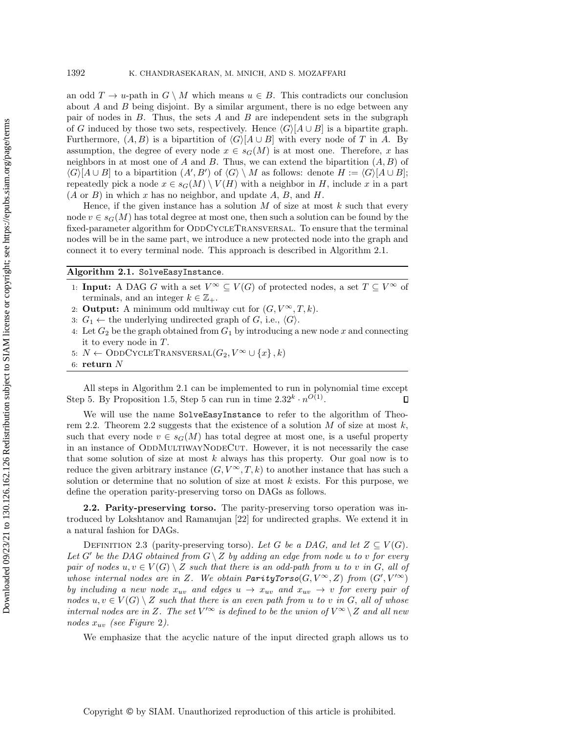an odd $T \to u$-path in $G \setminus M$ which means $u \in B$. This contradicts our conclusion about $A$ and $B$ being disjoint. By a similar argument, there is no edge between any pair of nodes in $B$. Thus, the sets $A$ and $B$ are independent sets in the subgraph of $G$ induced by those two sets, respectively. Hence $\langle G \rangle[A \cup B]$ is a bipartite graph. Furthermore, $(A, B)$ is a bipartition of $\langle G \rangle[A \cup B]$ with every node of $T$ in $A$. By assumption, the degree of every node $x \in s_G(M)$ is at most one. Therefore, $x$ has neighbors in at most one of $A$ and $B$. Thus, we can extend the bipartition $(A, B)$ of $\langle G \rangle[A \cup B]$ to a bipartition $(A', B')$ of $\langle G \rangle \setminus M$ as follows: denote $H := \langle G \rangle[A \cup B]$; repeatedly pick a node $x \in s_G(M) \setminus V(H)$ with a neighbor in $H$, include $x$ in a part ($A$ or $B$) in which $x$ has no neighbor, and update $A$, $B$, and $H$.

Hence, if the given instance has a solution $M$ of size at most $k$ such that every node $v \in s_G(M)$ has total degree at most one, then such a solution can be found by the fixed-parameter algorithm for OddCycleTransversal. To ensure that the terminal nodes will be in the same part, we introduce a new protected node into the graph and connect it to every terminal node. This approach is described in Algorithm 2.1.

**Algorithm 2.1.** `SolveEasyInstance`.

1: **Input:** A DAG $G$ with a set $V^\infty \subseteq V(G)$ of protected nodes, a set $T \subseteq V^\infty$ of terminals, and an integer $k \in \mathbb{Z}_+$.
2: **Output:** A minimum odd multiway cut for $(G, V^\infty, T, k)$.
3: $G_1 \leftarrow$ the underlying undirected graph of $G$, i.e., $\langle G \rangle$.
4: Let $G_2$ be the graph obtained from $G_1$ by introducing a new node $x$ and connecting it to every node in $T$.
5: $N \leftarrow$ OddCycleTransversal$(G_2, V^\infty \cup \{x\}, k)$
6: **return** $N$

All steps in Algorithm 2.1 can be implemented to run in polynomial time except Step 5. By Proposition 1.5, Step 5 can run in time $2.32^k \cdot n^{O(1)}$. ∎

We will use the name `SolveEasyInstance` to refer to the algorithm of Theorem 2.2. Theorem 2.2 suggests that the existence of a solution $M$ of size at most $k$, such that every node $v \in s_G(M)$ has total degree at most one, is a useful property in an instance of OddMultiwayNodeCut. However, it is not necessarily the case that some solution of size at most $k$ always has this property. Our goal now is to reduce the given arbitrary instance $(G, V^\infty, T, k)$ to another instance that has such a solution or determine that no solution of size at most $k$ exists. For this purpose, we define the operation parity-preserving torso on DAGs as follows.

## 2.2. Parity-preserving torso.

The parity-preserving torso operation was introduced by Lokshtanov and Ramanujan [22] for undirected graphs. We extend it in a natural fashion for DAGs.

Definition 2.3 (parity-preserving torso). *Let $G$ be a DAG, and let $Z \subseteq V(G)$. Let $G'$ be the DAG obtained from $G \setminus Z$ by adding an edge from node $u$ to $v$ for every pair of nodes $u, v \in V(G) \setminus Z$ such that there is an odd-path from $u$ to $v$ in $G$, all of whose internal nodes are in $Z$. We obtain* `ParityTorso`$(G, V^\infty, Z)$ *from $(G', V'^\infty)$ by including a new node $x_{uv}$ and edges $u \to x_{uv}$ and $x_{uv} \to v$ for every pair of nodes $u, v \in V(G) \setminus Z$ such that there is an even path from $u$ to $v$ in $G$, all of whose internal nodes are in $Z$. The set $V'^\infty$ is defined to be the union of $V^\infty \setminus Z$ and all new nodes $x_{uv}$ (see Figure 2).*

We emphasize that the acyclic nature of the input directed graph allows us to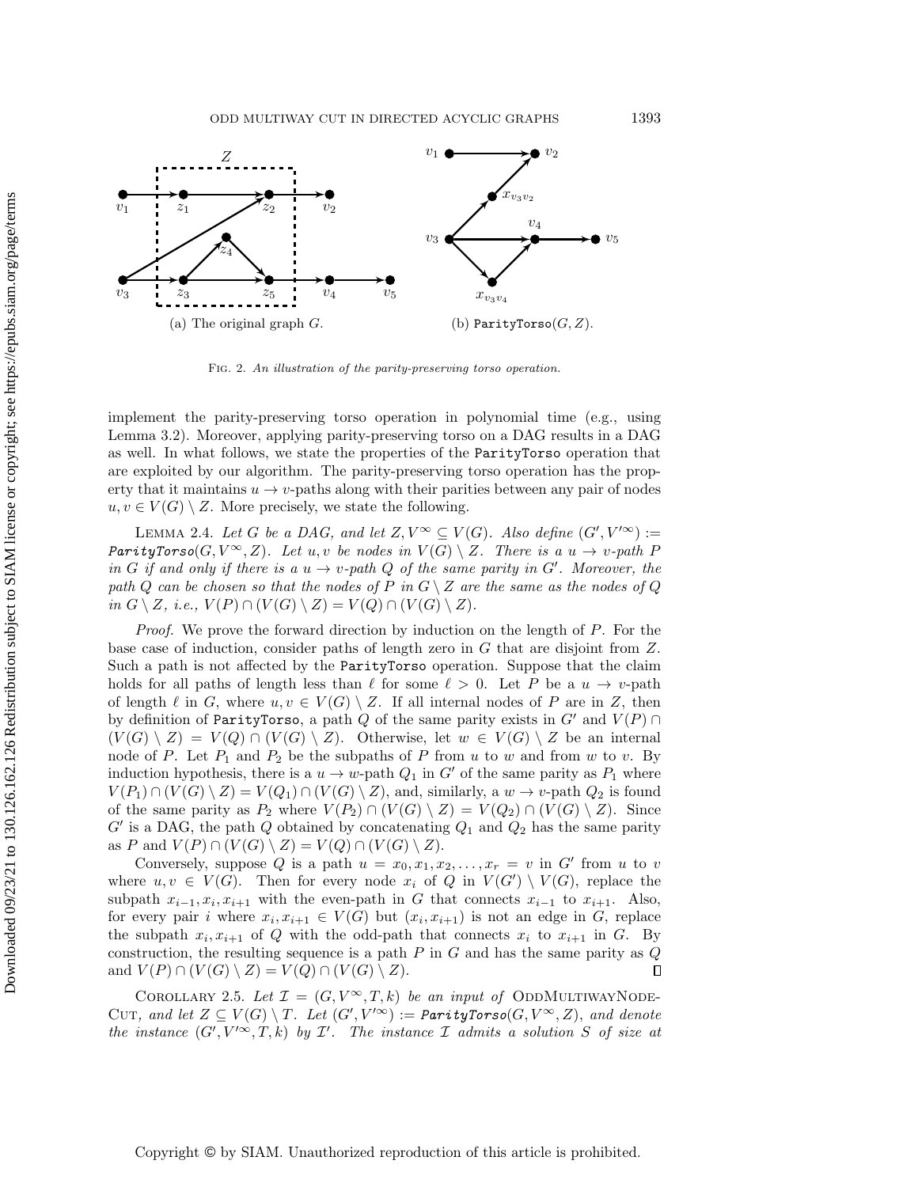(a) The original graph $G$.

(b) ParityTorso$(G, Z)$.

Fig. 2. *An illustration of the parity-preserving torso operation.*

implement the parity-preserving torso operation in polynomial time (e.g., using Lemma 3.2). Moreover, applying parity-preserving torso on a DAG results in a DAG as well. In what follows, we state the properties of the ParityTorso operation that are exploited by our algorithm. The parity-preserving torso operation has the property that it maintains $u \to v$-paths along with their parities between any pair of nodes $u, v \in V(G) \setminus Z$. More precisely, we state the following.

Lemma 2.4. *Let $G$ be a DAG, and let $Z, V^\infty \subseteq V(G)$. Also define $(G', V'^\infty) :=$ ParityTorso$(G, V^\infty, Z)$. Let $u, v$ be nodes in $V(G) \setminus Z$. There is a $u \to v$-path $P$ in $G$ if and only if there is a $u \to v$-path $Q$ of the same parity in $G'$. Moreover, the path $Q$ can be chosen so that the nodes of $P$ in $G \setminus Z$ are the same as the nodes of $Q$ in $G \setminus Z$, i.e., $V(P) \cap (V(G) \setminus Z) = V(Q) \cap (V(G) \setminus Z)$.*

*Proof.* We prove the forward direction by induction on the length of $P$. For the base case of induction, consider paths of length zero in $G$ that are disjoint from $Z$. Such a path is not affected by the ParityTorso operation. Suppose that the claim holds for all paths of length less than $\ell$ for some $\ell > 0$. Let $P$ be a $u \to v$-path of length $\ell$ in $G$, where $u, v \in V(G) \setminus Z$. If all internal nodes of $P$ are in $Z$, then by definition of ParityTorso, a path $Q$ of the same parity exists in $G'$ and $V(P) \cap (V(G) \setminus Z) = V(Q) \cap (V(G) \setminus Z)$. Otherwise, let $w \in V(G) \setminus Z$ be an internal node of $P$. Let $P_1$ and $P_2$ be the subpaths of $P$ from $u$ to $w$ and from $w$ to $v$. By induction hypothesis, there is a $u \to w$-path $Q_1$ in $G'$ of the same parity as $P_1$ where $V(P_1) \cap (V(G) \setminus Z) = V(Q_1) \cap (V(G) \setminus Z)$, and, similarly, a $w \to v$-path $Q_2$ is found of the same parity as $P_2$ where $V(P_2) \cap (V(G) \setminus Z) = V(Q_2) \cap (V(G) \setminus Z)$. Since $G'$ is a DAG, the path $Q$ obtained by concatenating $Q_1$ and $Q_2$ has the same parity as $P$ and $V(P) \cap (V(G) \setminus Z) = V(Q) \cap (V(G) \setminus Z)$.

Conversely, suppose $Q$ is a path $u = x_0, x_1, x_2, \ldots, x_r = v$ in $G'$ from $u$ to $v$ where $u, v \in V(G)$. Then for every node $x_i$ of $Q$ in $V(G') \setminus V(G)$, replace the subpath $x_{i-1}, x_i, x_{i+1}$ with the even-path in $G$ that connects $x_{i-1}$ to $x_{i+1}$. Also, for every pair $i$ where $x_i, x_{i+1} \in V(G)$ but $(x_i, x_{i+1})$ is not an edge in $G$, replace the subpath $x_i, x_{i+1}$ of $Q$ with the odd-path that connects $x_i$ to $x_{i+1}$ in $G$. By construction, the resulting sequence is a path $P$ in $G$ and has the same parity as $Q$ and $V(P) \cap (V(G) \setminus Z) = V(Q) \cap (V(G) \setminus Z)$. ∎

Corollary 2.5. *Let $\mathcal{I} = (G, V^\infty, T, k)$ be an input of* OddMultiwayNodeCut, *and let $Z \subseteq V(G) \setminus T$. Let $(G', V'^\infty) :=$ ParityTorso$(G, V^\infty, Z)$, and denote the instance $(G', V'^\infty, T, k)$ by $\mathcal{I}'$. The instance $\mathcal{I}$ admits a solution $S$ of size at*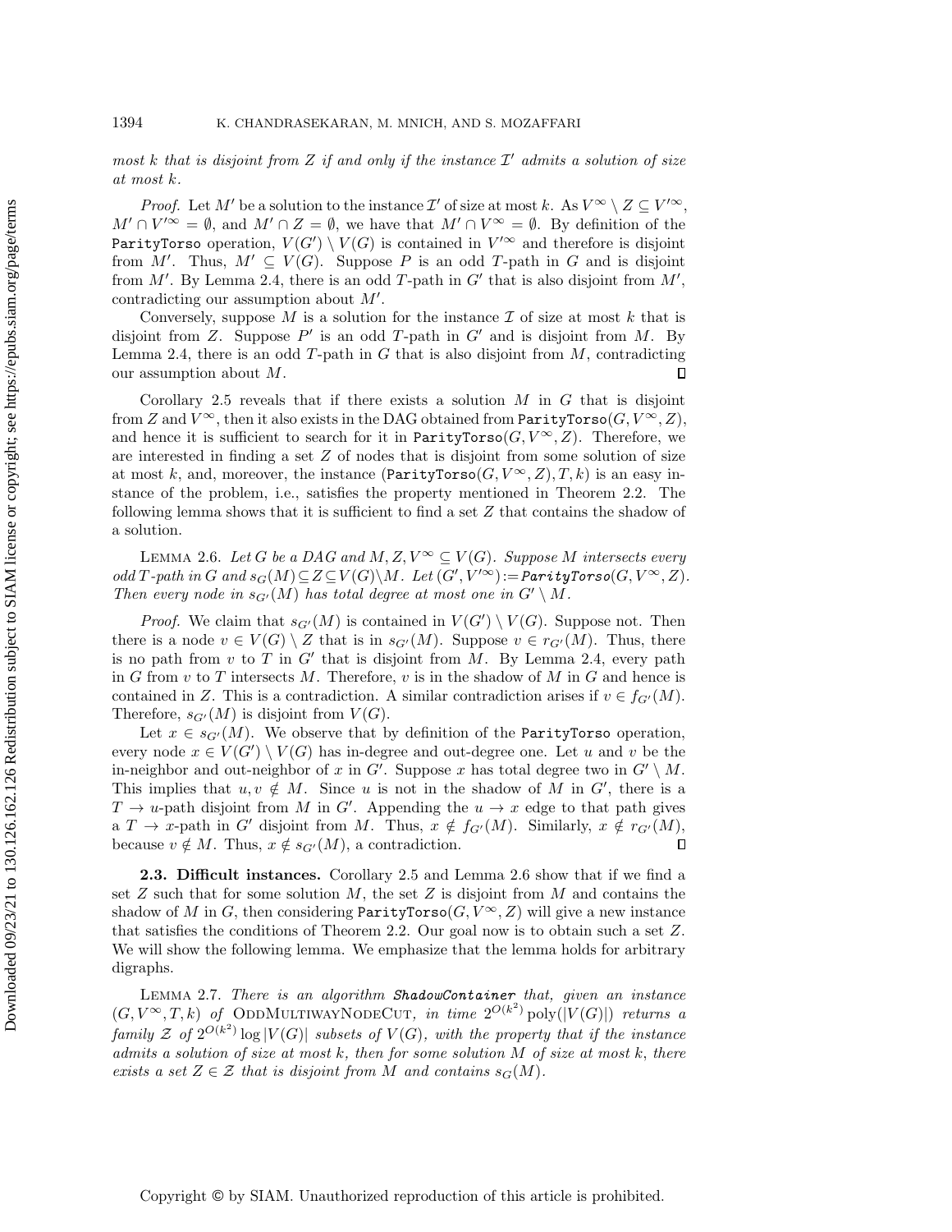most $k$ that is disjoint from $Z$ if and only if the instance $\mathcal{I}'$ admits a solution of size at most $k$.

*Proof.* Let $M'$ be a solution to the instance $\mathcal{I}'$ of size at most $k$. As $V^\infty \setminus Z \subseteq V'^\infty$, $M' \cap V'^\infty = \emptyset$, and $M' \cap Z = \emptyset$, we have that $M' \cap V^\infty = \emptyset$. By definition of the `ParityTorso` operation, $V(G') \setminus V(G)$ is contained in $V'^\infty$ and therefore is disjoint from $M'$. Thus, $M' \subseteq V(G)$. Suppose $P$ is an odd $T$-path in $G$ and is disjoint from $M'$. By Lemma 2.4, there is an odd $T$-path in $G'$ that is also disjoint from $M'$, contradicting our assumption about $M'$.

Conversely, suppose $M$ is a solution for the instance $\mathcal{I}$ of size at most $k$ that is disjoint from $Z$. Suppose $P'$ is an odd $T$-path in $G'$ and is disjoint from $M$. By Lemma 2.4, there is an odd $T$-path in $G$ that is also disjoint from $M$, contradicting our assumption about $M$. $\square$

Corollary 2.5 reveals that if there exists a solution $M$ in $G$ that is disjoint from $Z$ and $V^\infty$, then it also exists in the DAG obtained from $\texttt{ParityTorso}(G, V^\infty, Z)$, and hence it is sufficient to search for it in $\texttt{ParityTorso}(G, V^\infty, Z)$. Therefore, we are interested in finding a set $Z$ of nodes that is disjoint from some solution of size at most $k$, and, moreover, the instance $(\texttt{ParityTorso}(G, V^\infty, Z), T, k)$ is an easy instance of the problem, i.e., satisfies the property mentioned in Theorem 2.2. The following lemma shows that it is sufficient to find a set $Z$ that contains the shadow of a solution.

LEMMA 2.6. *Let $G$ be a DAG and $M, Z, V^\infty \subseteq V(G)$. Suppose $M$ intersects every odd $T$-path in $G$ and $s_G(M) \subseteq Z \subseteq V(G) \setminus M$. Let $(G', V'^\infty) := \textit{ParityTorso}(G, V^\infty, Z)$. Then every node in $s_{G'}(M)$ has total degree at most one in $G' \setminus M$.*

*Proof.* We claim that $s_{G'}(M)$ is contained in $V(G') \setminus V(G)$. Suppose not. Then there is a node $v \in V(G) \setminus Z$ that is in $s_{G'}(M)$. Suppose $v \in r_{G'}(M)$. Thus, there is no path from $v$ to $T$ in $G'$ that is disjoint from $M$. By Lemma 2.4, every path in $G$ from $v$ to $T$ intersects $M$. Therefore, $v$ is in the shadow of $M$ in $G$ and hence is contained in $Z$. This is a contradiction. A similar contradiction arises if $v \in f_{G'}(M)$. Therefore, $s_{G'}(M)$ is disjoint from $V(G)$.

Let $x \in s_{G'}(M)$. We observe that by definition of the `ParityTorso` operation, every node $x \in V(G') \setminus V(G)$ has in-degree and out-degree one. Let $u$ and $v$ be the in-neighbor and out-neighbor of $x$ in $G'$. Suppose $x$ has total degree two in $G' \setminus M$. This implies that $u, v \notin M$. Since $u$ is not in the shadow of $M$ in $G'$, there is a $T \to u$-path disjoint from $M$ in $G'$. Appending the $u \to x$ edge to that path gives a $T \to x$-path in $G'$ disjoint from $M$. Thus, $x \notin f_{G'}(M)$. Similarly, $x \notin r_{G'}(M)$, because $v \notin M$. Thus, $x \notin s_{G'}(M)$, a contradiction. $\square$

**2.3. Difficult instances.** Corollary 2.5 and Lemma 2.6 show that if we find a set $Z$ such that for some solution $M$, the set $Z$ is disjoint from $M$ and contains the shadow of $M$ in $G$, then considering $\texttt{ParityTorso}(G, V^\infty, Z)$ will give a new instance that satisfies the conditions of Theorem 2.2. Our goal now is to obtain such a set $Z$. We will show the following lemma. We emphasize that the lemma holds for arbitrary digraphs.

LEMMA 2.7. *There is an algorithm **ShadowContainer** that, given an instance $(G, V^\infty, T, k)$ of* ODDMULTIWAYNODECUT, *in time $2^{O(k^2)} \operatorname{poly}(|V(G)|)$ returns a family $\mathcal{Z}$ of $2^{O(k^2)} \log |V(G)|$ subsets of $V(G)$, with the property that if the instance admits a solution of size at most $k$, then for some solution $M$ of size at most $k$, there exists a set $Z \in \mathcal{Z}$ that is disjoint from $M$ and contains $s_G(M)$.*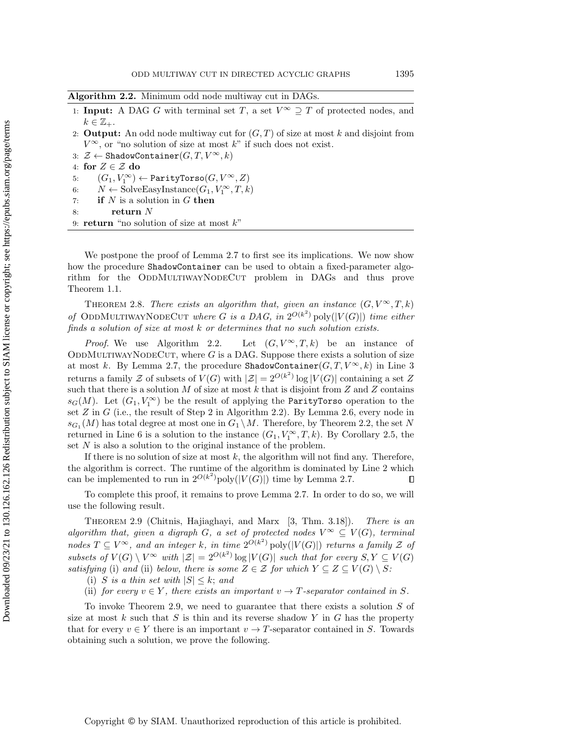**Algorithm 2.2.** Minimum odd node multiway cut in DAGs.

```
1: Input: A DAG G with terminal set T, a set V^∞ ⊇ T of protected nodes, and
   k ∈ Z_+.
2: Output: An odd node multiway cut for (G,T) of size at most k and disjoint from
   V^∞, or "no solution of size at most k" if such does not exist.
3: 𝒵 ← ShadowContainer(G, T, V^∞, k)
4: for Z ∈ 𝒵 do
5:     (G_1, V_1^∞) ← ParityTorso(G, V^∞, Z)
6:     N ← SolveEasyInstance(G_1, V_1^∞, T, k)
7:     if N is a solution in G then
8:         return N
9: return "no solution of size at most k"
```

We postpone the proof of Lemma 2.7 to first see its implications. We now show how the procedure ShadowContainer can be used to obtain a fixed-parameter algorithm for the OddMultiwayNodeCut problem in DAGs and thus prove Theorem 1.1.

Theorem 2.8. *There exists an algorithm that, given an instance $(G, V^\infty, T, k)$ of* OddMultiwayNodeCut *where $G$ is a DAG, in $2^{O(k^2)}\operatorname{poly}(|V(G)|)$ time either finds a solution of size at most $k$ or determines that no such solution exists.*

*Proof.* We use Algorithm 2.2. Let $(G, V^\infty, T, k)$ be an instance of OddMultiwayNodeCut, where $G$ is a DAG. Suppose there exists a solution of size at most $k$. By Lemma 2.7, the procedure ShadowContainer$(G, T, V^\infty, k)$ in Line 3 returns a family $\mathcal{Z}$ of subsets of $V(G)$ with $|\mathcal{Z}| = 2^{O(k^2)} \log |V(G)|$ containing a set $Z$ such that there is a solution $M$ of size at most $k$ that is disjoint from $Z$ and $Z$ contains $s_G(M)$. Let $(G_1, V_1^\infty)$ be the result of applying the ParityTorso operation to the set $Z$ in $G$ (i.e., the result of Step 2 in Algorithm 2.2). By Lemma 2.6, every node in $s_{G_1}(M)$ has total degree at most one in $G_1 \setminus M$. Therefore, by Theorem 2.2, the set $N$ returned in Line 6 is a solution to the instance $(G_1, V_1^\infty, T, k)$. By Corollary 2.5, the set $N$ is also a solution to the original instance of the problem.

If there is no solution of size at most $k$, the algorithm will not find any. Therefore, the algorithm is correct. The runtime of the algorithm is dominated by Line 2 which can be implemented to run in $2^{O(k^2)}\operatorname{poly}(|V(G)|)$ time by Lemma 2.7. ∎

To complete this proof, it remains to prove Lemma 2.7. In order to do so, we will use the following result.

Theorem 2.9 (Chitnis, Hajiaghayi, and Marx [3, Thm. 3.18]). *There is an algorithm that, given a digraph $G$, a set of protected nodes $V^\infty \subseteq V(G)$, terminal nodes $T \subseteq V^\infty$, and an integer $k$, in time $2^{O(k^2)}\operatorname{poly}(|V(G)|)$ returns a family $\mathcal{Z}$ of subsets of $V(G) \setminus V^\infty$ with $|\mathcal{Z}| = 2^{O(k^2)} \log |V(G)|$ such that for every $S, Y \subseteq V(G)$ satisfying* (i) *and* (ii) *below, there is some $Z \in \mathcal{Z}$ for which $Y \subseteq Z \subseteq V(G) \setminus S$:*

(i) *$S$ is a thin set with $|S| \leq k$; and*

(ii) *for every $v \in Y$, there exists an important $v \to T$-separator contained in $S$.*

To invoke Theorem 2.9, we need to guarantee that there exists a solution $S$ of size at most $k$ such that $S$ is thin and its reverse shadow $Y$ in $G$ has the property that for every $v \in Y$ there is an important $v \to T$-separator contained in $S$. Towards obtaining such a solution, we prove the following.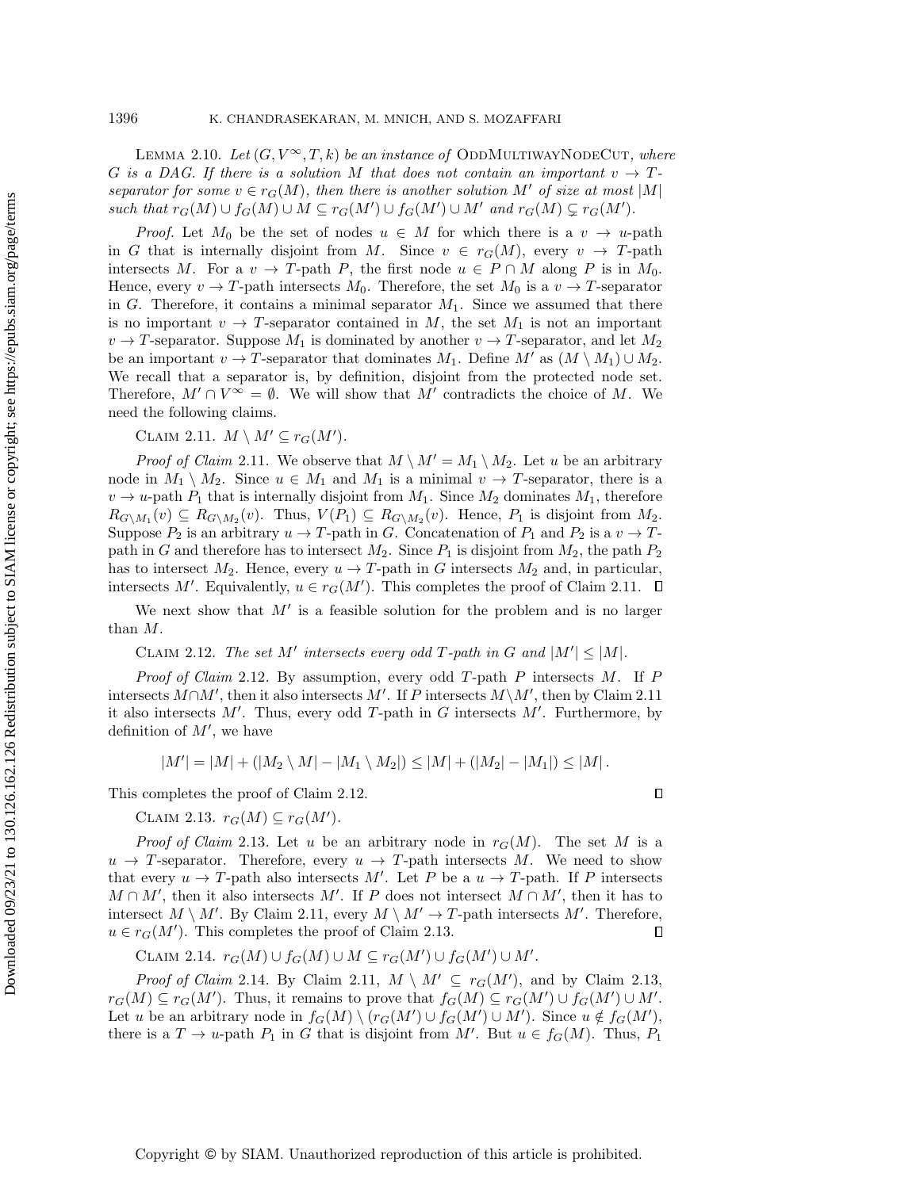Lemma 2.10. *Let $(G, V^\infty, T, k)$ be an instance of* OddMultiwayNodeCut*, where $G$ is a DAG. If there is a solution $M$ that does not contain an important $v \to T$-separator for some $v \in r_G(M)$, then there is another solution $M'$ of size at most $|M|$ such that $r_G(M) \cup f_G(M) \cup M \subseteq r_G(M') \cup f_G(M') \cup M'$ and $r_G(M) \subsetneq r_G(M')$.*

*Proof.* Let $M_0$ be the set of nodes $u \in M$ for which there is a $v \to u$-path in $G$ that is internally disjoint from $M$. Since $v \in r_G(M)$, every $v \to T$-path intersects $M$. For a $v \to T$-path $P$, the first node $u \in P \cap M$ along $P$ is in $M_0$. Hence, every $v \to T$-path intersects $M_0$. Therefore, the set $M_0$ is a $v \to T$-separator in $G$. Therefore, it contains a minimal separator $M_1$. Since we assumed that there is no important $v \to T$-separator contained in $M$, the set $M_1$ is not an important $v \to T$-separator. Suppose $M_1$ is dominated by another $v \to T$-separator, and let $M_2$ be an important $v \to T$-separator that dominates $M_1$. Define $M'$ as $(M \setminus M_1) \cup M_2$. We recall that a separator is, by definition, disjoint from the protected node set. Therefore, $M' \cap V^\infty = \emptyset$. We will show that $M'$ contradicts the choice of $M$. We need the following claims.

Claim 2.11. $M \setminus M' \subseteq r_G(M')$.

*Proof of Claim* 2.11. We observe that $M \setminus M' = M_1 \setminus M_2$. Let $u$ be an arbitrary node in $M_1 \setminus M_2$. Since $u \in M_1$ and $M_1$ is a minimal $v \to T$-separator, there is a $v \to u$-path $P_1$ that is internally disjoint from $M_1$. Since $M_2$ dominates $M_1$, therefore $R_{G \setminus M_1}(v) \subseteq R_{G \setminus M_2}(v)$. Thus, $V(P_1) \subseteq R_{G \setminus M_2}(v)$. Hence, $P_1$ is disjoint from $M_2$. Suppose $P_2$ is an arbitrary $u \to T$-path in $G$. Concatenation of $P_1$ and $P_2$ is a $v \to T$-path in $G$ and therefore has to intersect $M_2$. Since $P_1$ is disjoint from $M_2$, the path $P_2$ has to intersect $M_2$. Hence, every $u \to T$-path in $G$ intersects $M_2$ and, in particular, intersects $M'$. Equivalently, $u \in r_G(M')$. This completes the proof of Claim 2.11. $\square$

We next show that $M'$ is a feasible solution for the problem and is no larger than $M$.

Claim 2.12. *The set $M'$ intersects every odd $T$-path in $G$ and $|M'| \le |M|$.*

*Proof of Claim* 2.12. By assumption, every odd $T$-path $P$ intersects $M$. If $P$ intersects $M \cap M'$, then it also intersects $M'$. If $P$ intersects $M \setminus M'$, then by Claim 2.11 it also intersects $M'$. Thus, every odd $T$-path in $G$ intersects $M'$. Furthermore, by definition of $M'$, we have

$$|M'| = |M| + (|M_2 \setminus M| - |M_1 \setminus M_2|) \le |M| + (|M_2| - |M_1|) \le |M| .$$

This completes the proof of Claim 2.12. $\square$

Claim 2.13. $r_G(M) \subseteq r_G(M')$.

*Proof of Claim* 2.13. Let $u$ be an arbitrary node in $r_G(M)$. The set $M$ is a $u \to T$-separator. Therefore, every $u \to T$-path intersects $M$. We need to show that every $u \to T$-path also intersects $M'$. Let $P$ be a $u \to T$-path. If $P$ intersects $M \cap M'$, then it also intersects $M'$. If $P$ does not intersect $M \cap M'$, then it has to intersect $M \setminus M'$. By Claim 2.11, every $M \setminus M' \to T$-path intersects $M'$. Therefore, $u \in r_G(M')$. This completes the proof of Claim 2.13. $\square$

Claim 2.14. $r_G(M) \cup f_G(M) \cup M \subseteq r_G(M') \cup f_G(M') \cup M'$.

*Proof of Claim* 2.14. By Claim 2.11, $M \setminus M' \subseteq r_G(M')$, and by Claim 2.13, $r_G(M) \subseteq r_G(M')$. Thus, it remains to prove that $f_G(M) \subseteq r_G(M') \cup f_G(M') \cup M'$. Let $u$ be an arbitrary node in $f_G(M) \setminus (r_G(M') \cup f_G(M') \cup M')$. Since $u \notin f_G(M')$, there is a $T \to u$-path $P_1$ in $G$ that is disjoint from $M'$. But $u \in f_G(M)$. Thus, $P_1$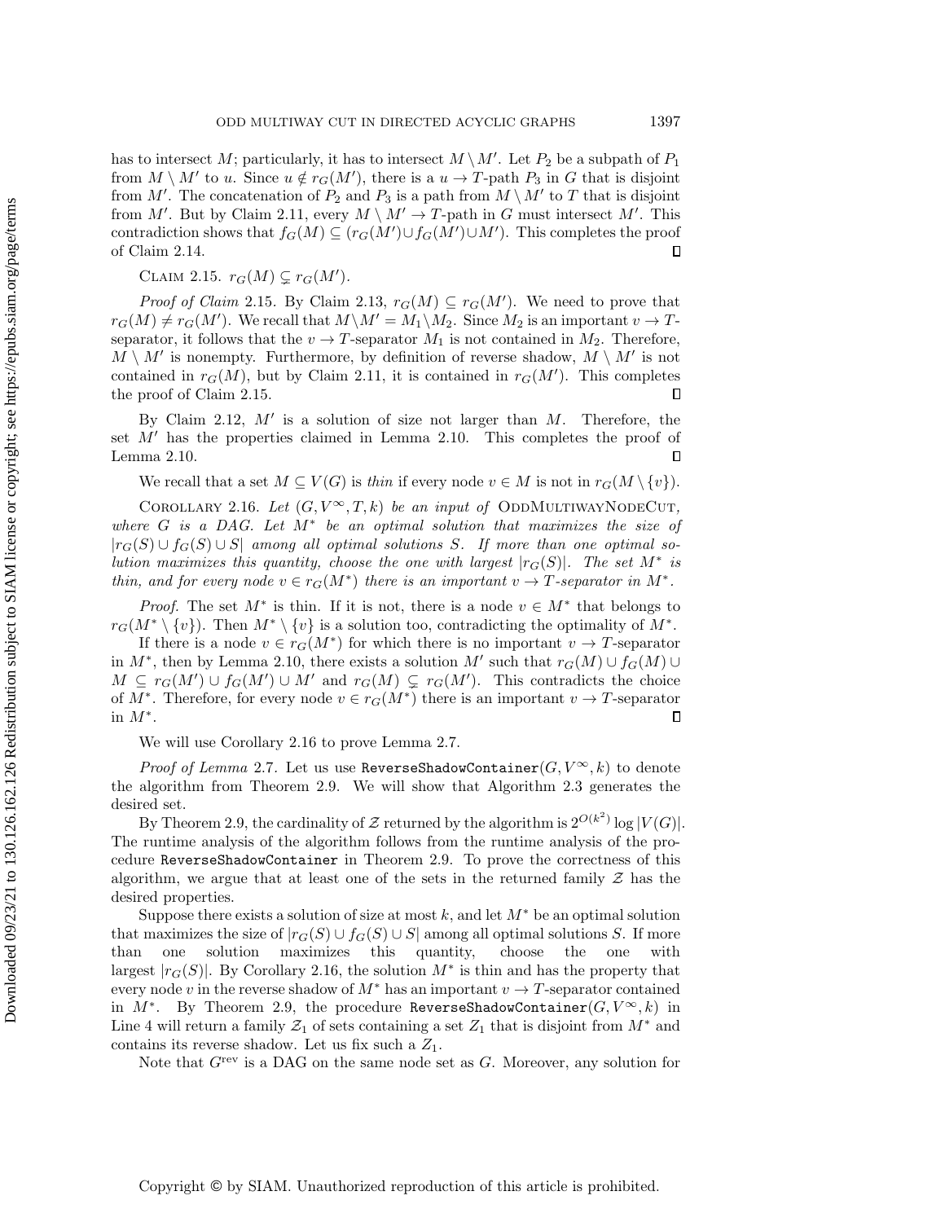has to intersect $M$; particularly, it has to intersect $M \setminus M'$. Let $P_2$ be a subpath of $P_1$ from $M \setminus M'$ to $u$. Since $u \notin r_G(M')$, there is a $u \to T$-path $P_3$ in $G$ that is disjoint from $M'$. The concatenation of $P_2$ and $P_3$ is a path from $M \setminus M'$ to $T$ that is disjoint from $M'$. But by Claim 2.11, every $M \setminus M' \to T$-path in $G$ must intersect $M'$. This contradiction shows that $f_G(M) \subseteq (r_G(M') \cup f_G(M') \cup M')$. This completes the proof of Claim 2.14. $\square$

Claim 2.15. $r_G(M) \subsetneq r_G(M')$.

*Proof of Claim* 2.15. By Claim 2.13, $r_G(M) \subseteq r_G(M')$. We need to prove that $r_G(M) \neq r_G(M')$. We recall that $M \setminus M' = M_1 \setminus M_2$. Since $M_2$ is an important $v \to T$-separator, it follows that the $v \to T$-separator $M_1$ is not contained in $M_2$. Therefore, $M \setminus M'$ is nonempty. Furthermore, by definition of reverse shadow, $M \setminus M'$ is not contained in $r_G(M)$, but by Claim 2.11, it is contained in $r_G(M')$. This completes the proof of Claim 2.15. $\square$

By Claim 2.12, $M'$ is a solution of size not larger than $M$. Therefore, the set $M'$ has the properties claimed in Lemma 2.10. This completes the proof of Lemma 2.10. $\square$

We recall that a set $M \subseteq V(G)$ is *thin* if every node $v \in M$ is not in $r_G(M \setminus \{v\})$.

Corollary 2.16. *Let $(G, V^\infty, T, k)$ be an input of* OddMultiwayNodeCut*, where $G$ is a DAG. Let $M^*$ be an optimal solution that maximizes the size of $|r_G(S) \cup f_G(S) \cup S|$ among all optimal solutions $S$. If more than one optimal solution maximizes this quantity, choose the one with largest $|r_G(S)|$. The set $M^*$ is thin, and for every node $v \in r_G(M^*)$ there is an important $v \to T$-separator in $M^*$.*

*Proof.* The set $M^*$ is thin. If it is not, there is a node $v \in M^*$ that belongs to $r_G(M^* \setminus \{v\})$. Then $M^* \setminus \{v\}$ is a solution too, contradicting the optimality of $M^*$.

If there is a node $v \in r_G(M^*)$ for which there is no important $v \to T$-separator in $M^*$, then by Lemma 2.10, there exists a solution $M'$ such that $r_G(M) \cup f_G(M) \cup M \subseteq r_G(M') \cup f_G(M') \cup M'$ and $r_G(M) \subsetneq r_G(M')$. This contradicts the choice of $M^*$. Therefore, for every node $v \in r_G(M^*)$ there is an important $v \to T$-separator in $M^*$. $\square$

We will use Corollary 2.16 to prove Lemma 2.7.

*Proof of Lemma* 2.7. Let us use `ReverseShadowContainer`$(G, V^\infty, k)$ to denote the algorithm from Theorem 2.9. We will show that Algorithm 2.3 generates the desired set.

By Theorem 2.9, the cardinality of $\mathcal{Z}$ returned by the algorithm is $2^{O(k^2)} \log |V(G)|$. The runtime analysis of the algorithm follows from the runtime analysis of the procedure `ReverseShadowContainer` in Theorem 2.9. To prove the correctness of this algorithm, we argue that at least one of the sets in the returned family $\mathcal{Z}$ has the desired properties.

Suppose there exists a solution of size at most $k$, and let $M^*$ be an optimal solution that maximizes the size of $|r_G(S) \cup f_G(S) \cup S|$ among all optimal solutions $S$. If more than one solution maximizes this quantity, choose the one with largest $|r_G(S)|$. By Corollary 2.16, the solution $M^*$ is thin and has the property that every node $v$ in the reverse shadow of $M^*$ has an important $v \to T$-separator contained in $M^*$. By Theorem 2.9, the procedure `ReverseShadowContainer`$(G, V^\infty, k)$ in Line 4 will return a family $\mathcal{Z}_1$ of sets containing a set $Z_1$ that is disjoint from $M^*$ and contains its reverse shadow. Let us fix such a $Z_1$.

Note that $G^{\text{rev}}$ is a DAG on the same node set as $G$. Moreover, any solution for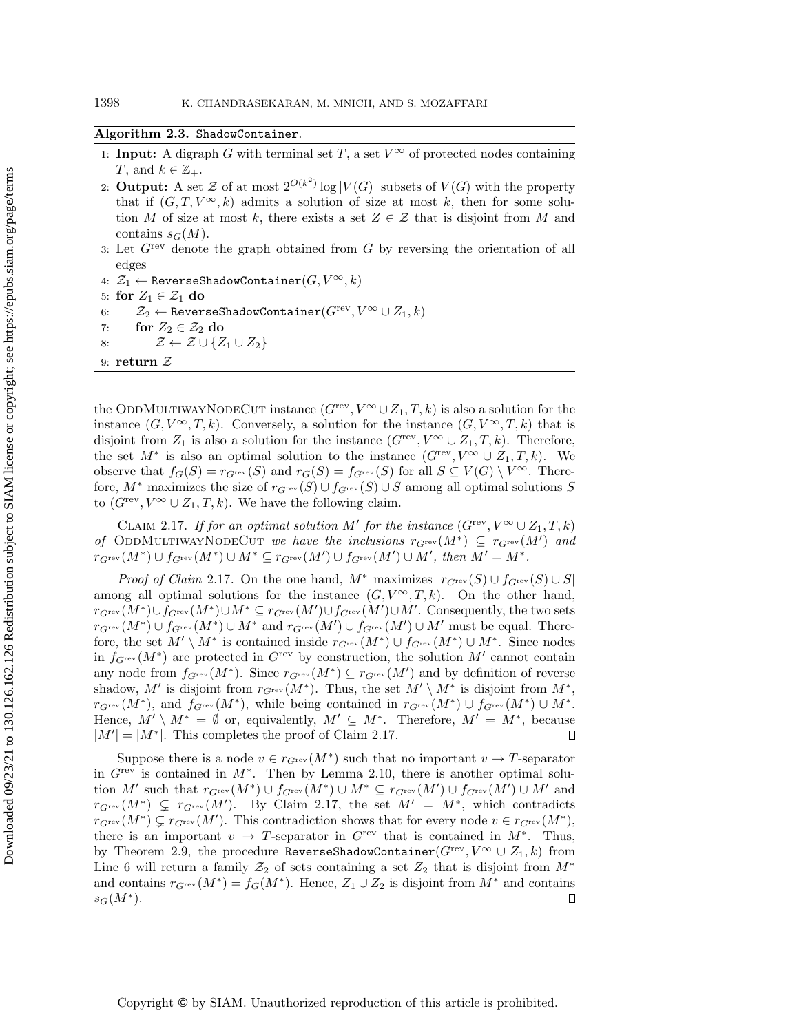**Algorithm 2.3.** `ShadowContainer`.

1: **Input:** A digraph $G$ with terminal set $T$, a set $V^\infty$ of protected nodes containing $T$, and $k \in \mathbb{Z}_+$.

2: **Output:** A set $\mathcal{Z}$ of at most $2^{O(k^2)} \log |V(G)|$ subsets of $V(G)$ with the property that if $(G, T, V^\infty, k)$ admits a solution of size at most $k$, then for some solution $M$ of size at most $k$, there exists a set $Z \in \mathcal{Z}$ that is disjoint from $M$ and contains $s_G(M)$.

3: Let $G^{\text{rev}}$ denote the graph obtained from $G$ by reversing the orientation of all edges

4: $\mathcal{Z}_1 \leftarrow$ `ReverseShadowContainer`$(G, V^\infty, k)$

5: **for** $Z_1 \in \mathcal{Z}_1$ **do**

6: $\quad\mathcal{Z}_2 \leftarrow$ `ReverseShadowContainer`$(G^{\text{rev}}, V^\infty \cup Z_1, k)$

7: $\quad$**for** $Z_2 \in \mathcal{Z}_2$ **do**

8: $\quad\quad\mathcal{Z} \leftarrow \mathcal{Z} \cup \{Z_1 \cup Z_2\}$

9: **return** $\mathcal{Z}$

the OddMultiwayNodeCut instance $(G^{\text{rev}}, V^\infty \cup Z_1, T, k)$ is also a solution for the instance $(G, V^\infty, T, k)$. Conversely, a solution for the instance $(G, V^\infty, T, k)$ that is disjoint from $Z_1$ is also a solution for the instance $(G^{\text{rev}}, V^\infty \cup Z_1, T, k)$. Therefore, the set $M^*$ is also an optimal solution to the instance $(G^{\text{rev}}, V^\infty \cup Z_1, T, k)$. We observe that $f_G(S) = r_{G^{\text{rev}}}(S)$ and $r_G(S) = f_{G^{\text{rev}}}(S)$ for all $S \subseteq V(G) \setminus V^\infty$. Therefore, $M^*$ maximizes the size of $r_{G^{\text{rev}}}(S) \cup f_{G^{\text{rev}}}(S) \cup S$ among all optimal solutions $S$ to $(G^{\text{rev}}, V^\infty \cup Z_1, T, k)$. We have the following claim.

Claim 2.17. *If for an optimal solution $M'$ for the instance $(G^{\text{rev}}, V^\infty \cup Z_1, T, k)$ of* OddMultiwayNodeCut *we have the inclusions $r_{G^{\text{rev}}}(M^*) \subseteq r_{G^{\text{rev}}}(M')$ and $r_{G^{\text{rev}}}(M^*) \cup f_{G^{\text{rev}}}(M^*) \cup M^* \subseteq r_{G^{\text{rev}}}(M') \cup f_{G^{\text{rev}}}(M') \cup M'$, then $M' = M^*$.*

*Proof of Claim* 2.17. On the one hand, $M^*$ maximizes $|r_{G^{\text{rev}}}(S) \cup f_{G^{\text{rev}}}(S) \cup S|$ among all optimal solutions for the instance $(G, V^\infty, T, k)$. On the other hand, $r_{G^{\text{rev}}}(M^*) \cup f_{G^{\text{rev}}}(M^*) \cup M^* \subseteq r_{G^{\text{rev}}}(M') \cup f_{G^{\text{rev}}}(M') \cup M'$. Consequently, the two sets $r_{G^{\text{rev}}}(M^*) \cup f_{G^{\text{rev}}}(M^*) \cup M^*$ and $r_{G^{\text{rev}}}(M') \cup f_{G^{\text{rev}}}(M') \cup M'$ must be equal. Therefore, the set $M' \setminus M^*$ is contained inside $r_{G^{\text{rev}}}(M^*) \cup f_{G^{\text{rev}}}(M^*) \cup M^*$. Since nodes in $f_{G^{\text{rev}}}(M^*)$ are protected in $G^{\text{rev}}$ by construction, the solution $M'$ cannot contain any node from $f_{G^{\text{rev}}}(M^*)$. Since $r_{G^{\text{rev}}}(M^*) \subseteq r_{G^{\text{rev}}}(M')$ and by definition of reverse shadow, $M'$ is disjoint from $r_{G^{\text{rev}}}(M^*)$. Thus, the set $M' \setminus M^*$ is disjoint from $M^*$, $r_{G^{\text{rev}}}(M^*)$, and $f_{G^{\text{rev}}}(M^*)$, while being contained in $r_{G^{\text{rev}}}(M^*) \cup f_{G^{\text{rev}}}(M^*) \cup M^*$. Hence, $M' \setminus M^* = \emptyset$ or, equivalently, $M' \subseteq M^*$. Therefore, $M' = M^*$, because $|M'| = |M^*|$. This completes the proof of Claim 2.17. $\square$

Suppose there is a node $v \in r_{G^{\text{rev}}}(M^*)$ such that no important $v \to T$-separator in $G^{\text{rev}}$ is contained in $M^*$. Then by Lemma 2.10, there is another optimal solution $M'$ such that $r_{G^{\text{rev}}}(M^*) \cup f_{G^{\text{rev}}}(M^*) \cup M^* \subseteq r_{G^{\text{rev}}}(M') \cup f_{G^{\text{rev}}}(M') \cup M'$ and $r_{G^{\text{rev}}}(M^*) \subsetneq r_{G^{\text{rev}}}(M')$. By Claim 2.17, the set $M' = M^*$, which contradicts $r_{G^{\text{rev}}}(M^*) \subsetneq r_{G^{\text{rev}}}(M')$. This contradiction shows that for every node $v \in r_{G^{\text{rev}}}(M^*)$, there is an important $v \to T$-separator in $G^{\text{rev}}$ that is contained in $M^*$. Thus, by Theorem 2.9, the procedure `ReverseShadowContainer`$(G^{\text{rev}}, V^\infty \cup Z_1, k)$ from Line 6 will return a family $\mathcal{Z}_2$ of sets containing a set $Z_2$ that is disjoint from $M^*$ and contains $r_{G^{\text{rev}}}(M^*) = f_G(M^*)$. Hence, $Z_1 \cup Z_2$ is disjoint from $M^*$ and contains $s_G(M^*)$. $\square$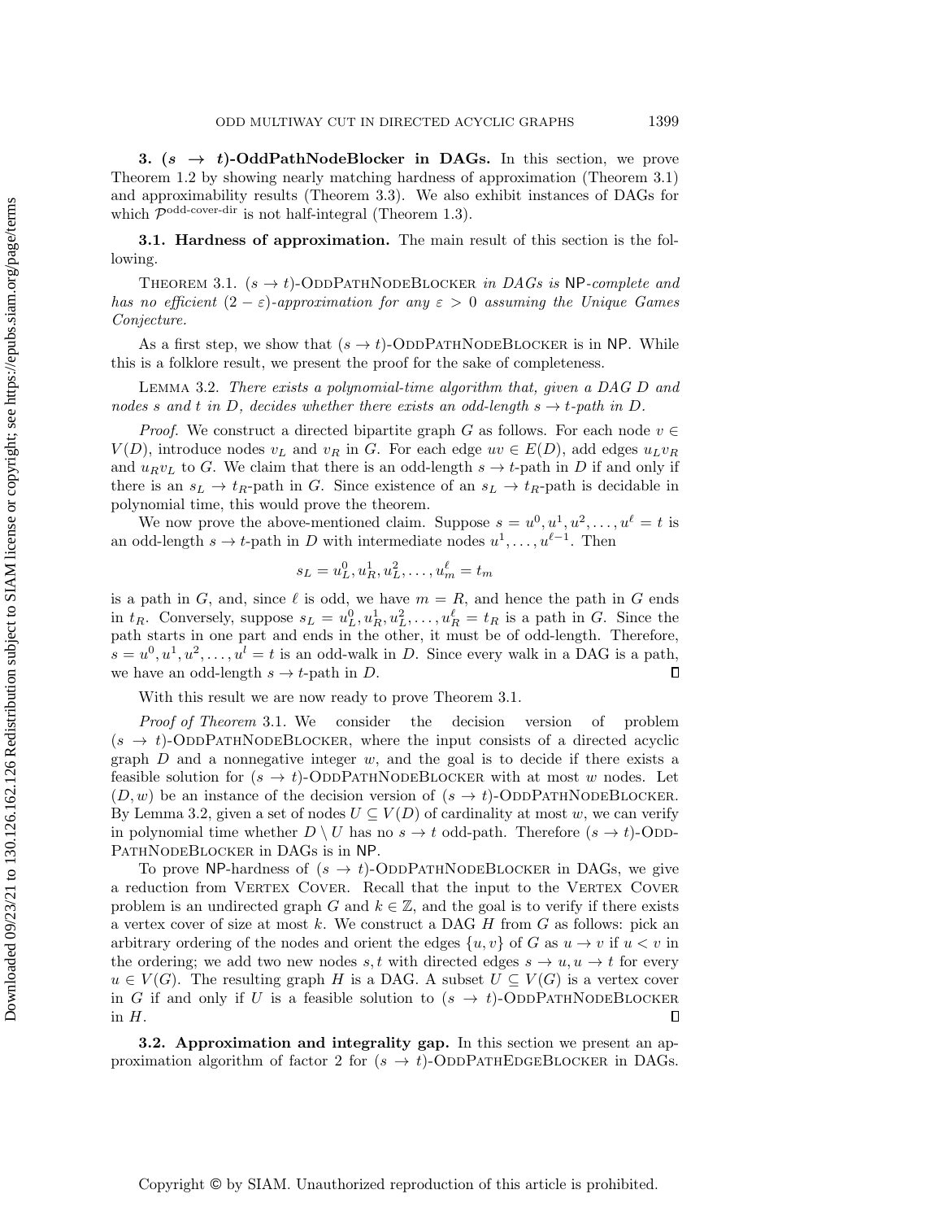## 3. $(s \to t)$-OddPathNodeBlocker in DAGs.

In this section, we prove Theorem 1.2 by showing nearly matching hardness of approximation (Theorem 3.1) and approximability results (Theorem 3.3). We also exhibit instances of DAGs for which $\mathcal{P}^{\text{odd-cover-dir}}$ is not half-integral (Theorem 1.3).

### 3.1. Hardness of approximation.

The main result of this section is the following.

Theorem 3.1. *$(s \to t)$-OddPathNodeBlocker in DAGs is* NP*-complete and has no efficient $(2-\varepsilon)$-approximation for any $\varepsilon > 0$ assuming the Unique Games Conjecture.*

As a first step, we show that $(s \to t)$-OddPathNodeBlocker is in NP. While this is a folklore result, we present the proof for the sake of completeness.

Lemma 3.2. *There exists a polynomial-time algorithm that, given a DAG $D$ and nodes $s$ and $t$ in $D$, decides whether there exists an odd-length $s \to t$-path in $D$.*

*Proof.* We construct a directed bipartite graph $G$ as follows. For each node $v \in V(D)$, introduce nodes $v_L$ and $v_R$ in $G$. For each edge $uv \in E(D)$, add edges $u_L v_R$ and $u_R v_L$ to $G$. We claim that there is an odd-length $s \to t$-path in $D$ if and only if there is an $s_L \to t_R$-path in $G$. Since existence of an $s_L \to t_R$-path is decidable in polynomial time, this would prove the theorem.

We now prove the above-mentioned claim. Suppose $s = u^0, u^1, u^2, \ldots, u^\ell = t$ is an odd-length $s \to t$-path in $D$ with intermediate nodes $u^1, \ldots, u^{\ell-1}$. Then

$$s_L = u_L^0, u_R^1, u_L^2, \ldots, u_m^\ell = t_m$$

is a path in $G$, and, since $\ell$ is odd, we have $m = R$, and hence the path in $G$ ends in $t_R$. Conversely, suppose $s_L = u_L^0, u_R^1, u_L^2, \ldots, u_R^\ell = t_R$ is a path in $G$. Since the path starts in one part and ends in the other, it must be of odd-length. Therefore, $s = u^0, u^1, u^2, \ldots, u^l = t$ is an odd-walk in $D$. Since every walk in a DAG is a path, we have an odd-length $s \to t$-path in $D$. ∎

With this result we are now ready to prove Theorem 3.1.

*Proof of Theorem* 3.1. We consider the decision version of problem $(s \to t)$-OddPathNodeBlocker, where the input consists of a directed acyclic graph $D$ and a nonnegative integer $w$, and the goal is to decide if there exists a feasible solution for $(s \to t)$-OddPathNodeBlocker with at most $w$ nodes. Let $(D, w)$ be an instance of the decision version of $(s \to t)$-OddPathNodeBlocker. By Lemma 3.2, given a set of nodes $U \subseteq V(D)$ of cardinality at most $w$, we can verify in polynomial time whether $D \setminus U$ has no $s \to t$ odd-path. Therefore $(s \to t)$-OddPathNodeBlocker in DAGs is in NP.

To prove NP-hardness of $(s \to t)$-OddPathNodeBlocker in DAGs, we give a reduction from Vertex Cover. Recall that the input to the Vertex Cover problem is an undirected graph $G$ and $k \in \mathbb{Z}$, and the goal is to verify if there exists a vertex cover of size at most $k$. We construct a DAG $H$ from $G$ as follows: pick an arbitrary ordering of the nodes and orient the edges $\{u, v\}$ of $G$ as $u \to v$ if $u < v$ in the ordering; we add two new nodes $s, t$ with directed edges $s \to u, u \to t$ for every $u \in V(G)$. The resulting graph $H$ is a DAG. A subset $U \subseteq V(G)$ is a vertex cover in $G$ if and only if $U$ is a feasible solution to $(s \to t)$-OddPathNodeBlocker in $H$. ∎

### 3.2. Approximation and integrality gap.

In this section we present an approximation algorithm of factor 2 for $(s \to t)$-OddPathEdgeBlocker in DAGs.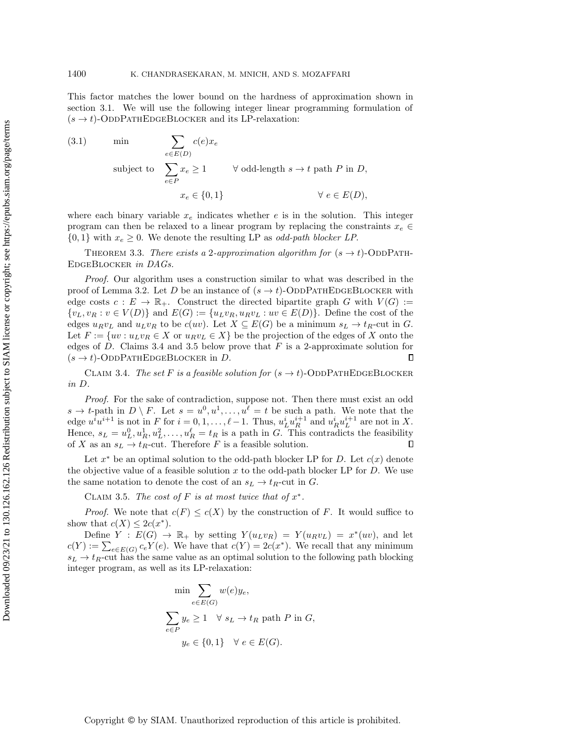This factor matches the lower bound on the hardness of approximation shown in section 3.1. We will use the following integer linear programming formulation of $(s \to t)$-OddPathEdgeBlocker and its LP-relaxation:

$$
\begin{aligned}
(3.1) \qquad \min \quad & \sum_{e \in E(D)} c(e) x_e \\
\text{subject to} \quad & \sum_{e \in P} x_e \geq 1 \qquad \forall \text{ odd-length } s \to t \text{ path } P \text{ in } D, \\
& x_e \in \{0,1\} \qquad \forall\, e \in E(D),
\end{aligned}
$$

where each binary variable $x_e$ indicates whether $e$ is in the solution. This integer program can then be relaxed to a linear program by replacing the constraints $x_e \in \{0,1\}$ with $x_e \geq 0$. We denote the resulting LP as *odd-path blocker LP*.

Theorem 3.3. *There exists a 2-approximation algorithm for $(s \to t)$-OddPathEdgeBlocker in DAGs.*

*Proof.* Our algorithm uses a construction similar to what was described in the proof of Lemma 3.2. Let $D$ be an instance of $(s \to t)$-OddPathEdgeBlocker with edge costs $c : E \to \mathbb{R}_+$. Construct the directed bipartite graph $G$ with $V(G) := \{v_L, v_R : v \in V(D)\}$ and $E(G) := \{u_L v_R, u_R v_L : uv \in E(D)\}$. Define the cost of the edges $u_R v_L$ and $u_L v_R$ to be $c(uv)$. Let $X \subseteq E(G)$ be a minimum $s_L \to t_R$-cut in $G$. Let $F := \{uv : u_L v_R \in X \text{ or } u_R v_L \in X\}$ be the projection of the edges of $X$ onto the edges of $D$. Claims 3.4 and 3.5 below prove that $F$ is a 2-approximate solution for $(s \to t)$-OddPathEdgeBlocker in $D$. ∎

Claim 3.4. *The set $F$ is a feasible solution for $(s \to t)$-OddPathEdgeBlocker in $D$.*

*Proof.* For the sake of contradiction, suppose not. Then there must exist an odd $s \to t$-path in $D \setminus F$. Let $s = u^0, u^1, \ldots, u^\ell = t$ be such a path. We note that the edge $u^i u^{i+1}$ is not in $F$ for $i = 0, 1, \ldots, \ell - 1$. Thus, $u_L^i u_R^{i+1}$ and $u_R^i u_L^{i+1}$ are not in $X$. Hence, $s_L = u_L^0, u_R^1, u_L^2, \ldots, u_R^\ell = t_R$ is a path in $G$. This contradicts the feasibility of $X$ as an $s_L \to t_R$-cut. Therefore $F$ is a feasible solution. ∎

Let $x^*$ be an optimal solution to the odd-path blocker LP for $D$. Let $c(x)$ denote the objective value of a feasible solution $x$ to the odd-path blocker LP for $D$. We use the same notation to denote the cost of an $s_L \to t_R$-cut in $G$.

Claim 3.5. *The cost of $F$ is at most twice that of $x^*$.*

*Proof.* We note that $c(F) \leq c(X)$ by the construction of $F$. It would suffice to show that $c(X) \leq 2c(x^*)$.

Define $Y : E(G) \to \mathbb{R}_+$ by setting $Y(u_L v_R) = Y(u_R v_L) = x^*(uv)$, and let $c(Y) := \sum_{e \in E(G)} c_e Y(e)$. We have that $c(Y) = 2c(x^*)$. We recall that any minimum $s_L \to t_R$-cut has the same value as an optimal solution to the following path blocking integer program, as well as its LP-relaxation:

$$
\begin{aligned}
\min & \sum_{e \in E(G)} w(e) y_e, \\
\sum_{e \in P} y_e \geq 1 & \quad \forall\, s_L \to t_R \text{ path } P \text{ in } G, \\
y_e \in \{0,1\} & \quad \forall\, e \in E(G).
\end{aligned}
$$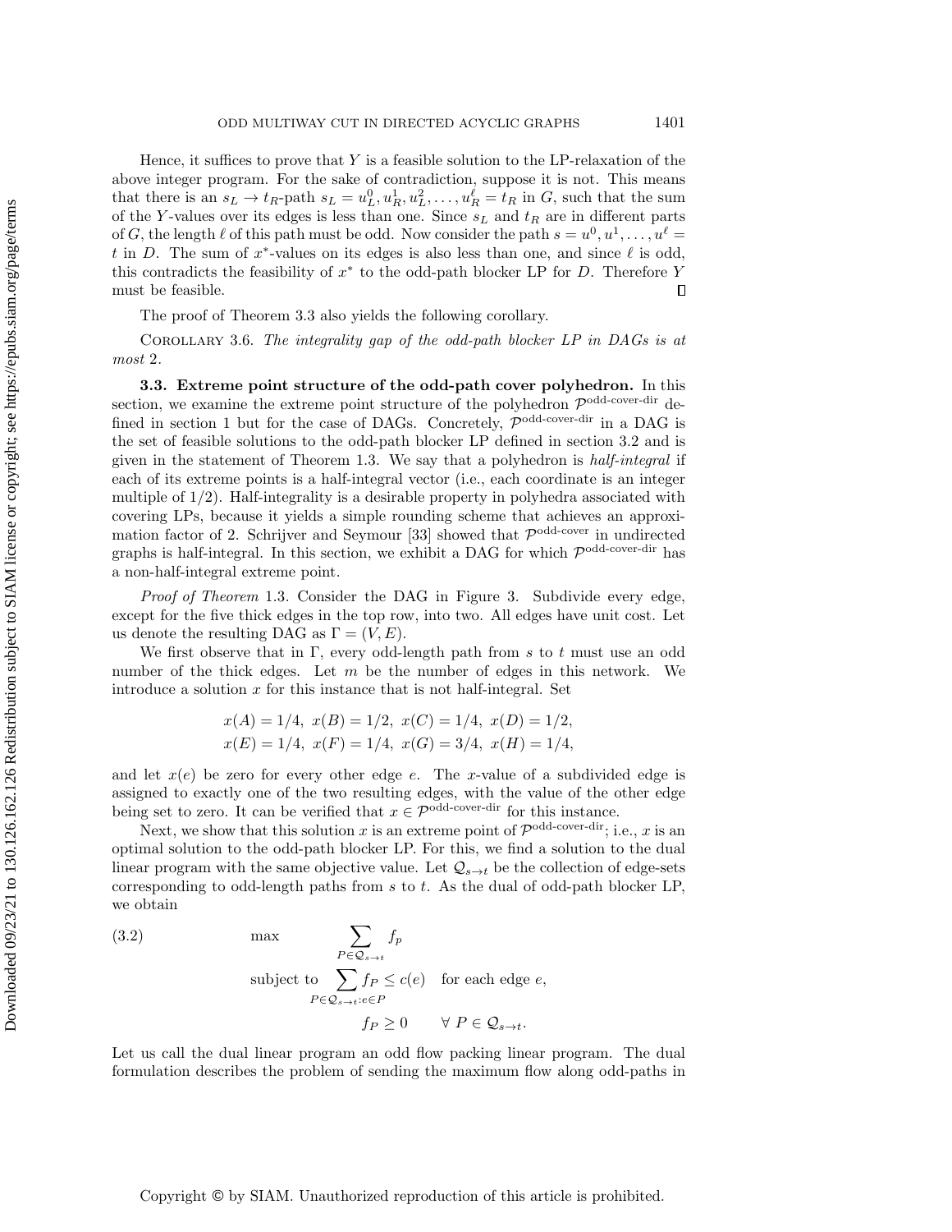Hence, it suffices to prove that $Y$ is a feasible solution to the LP-relaxation of the above integer program. For the sake of contradiction, suppose it is not. This means that there is an $s_L \to t_R$-path $s_L = u_L^0, u_R^1, u_L^2, \ldots, u_R^\ell = t_R$ in $G$, such that the sum of the $Y$-values over its edges is less than one. Since $s_L$ and $t_R$ are in different parts of $G$, the length $\ell$ of this path must be odd. Now consider the path $s = u^0, u^1, \ldots, u^\ell = t$ in $D$. The sum of $x^*$-values on its edges is also less than one, and since $\ell$ is odd, this contradicts the feasibility of $x^*$ to the odd-path blocker LP for $D$. Therefore $Y$ must be feasible. $\square$

The proof of Theorem 3.3 also yields the following corollary.

Corollary 3.6. *The integrality gap of the odd-path blocker LP in DAGs is at most* 2.

**3.3. Extreme point structure of the odd-path cover polyhedron.** In this section, we examine the extreme point structure of the polyhedron $\mathcal{P}^{\text{odd-cover-dir}}$ defined in section 1 but for the case of DAGs. Concretely, $\mathcal{P}^{\text{odd-cover-dir}}$ in a DAG is the set of feasible solutions to the odd-path blocker LP defined in section 3.2 and is given in the statement of Theorem 1.3. We say that a polyhedron is *half-integral* if each of its extreme points is a half-integral vector (i.e., each coordinate is an integer multiple of 1/2). Half-integrality is a desirable property in polyhedra associated with covering LPs, because it yields a simple rounding scheme that achieves an approximation factor of 2. Schrijver and Seymour [33] showed that $\mathcal{P}^{\text{odd-cover}}$ in undirected graphs is half-integral. In this section, we exhibit a DAG for which $\mathcal{P}^{\text{odd-cover-dir}}$ has a non-half-integral extreme point.

*Proof of Theorem* 1.3. Consider the DAG in Figure 3. Subdivide every edge, except for the five thick edges in the top row, into two. All edges have unit cost. Let us denote the resulting DAG as $\Gamma = (V, E)$.

We first observe that in $\Gamma$, every odd-length path from $s$ to $t$ must use an odd number of the thick edges. Let $m$ be the number of edges in this network. We introduce a solution $x$ for this instance that is not half-integral. Set

$$x(A) = 1/4,\ x(B) = 1/2,\ x(C) = 1/4,\ x(D) = 1/2,$$
$$x(E) = 1/4,\ x(F) = 1/4,\ x(G) = 3/4,\ x(H) = 1/4,$$

and let $x(e)$ be zero for every other edge $e$. The $x$-value of a subdivided edge is assigned to exactly one of the two resulting edges, with the value of the other edge being set to zero. It can be verified that $x \in \mathcal{P}^{\text{odd-cover-dir}}$ for this instance.

Next, we show that this solution $x$ is an extreme point of $\mathcal{P}^{\text{odd-cover-dir}}$; i.e., $x$ is an optimal solution to the odd-path blocker LP. For this, we find a solution to the dual linear program with the same objective value. Let $\mathcal{Q}_{s\to t}$ be the collection of edge-sets corresponding to odd-length paths from $s$ to $t$. As the dual of odd-path blocker LP, we obtain

$$\begin{aligned}
\text{(3.2)} \qquad \max \quad & \sum_{P \in \mathcal{Q}_{s\to t}} f_p \\
\text{subject to} \quad & \sum_{P \in \mathcal{Q}_{s\to t} : e \in P} f_P \le c(e) \quad \text{for each edge } e, \\
& f_P \ge 0 \qquad \forall\ P \in \mathcal{Q}_{s\to t}.
\end{aligned}$$

Let us call the dual linear program an odd flow packing linear program. The dual formulation describes the problem of sending the maximum flow along odd-paths in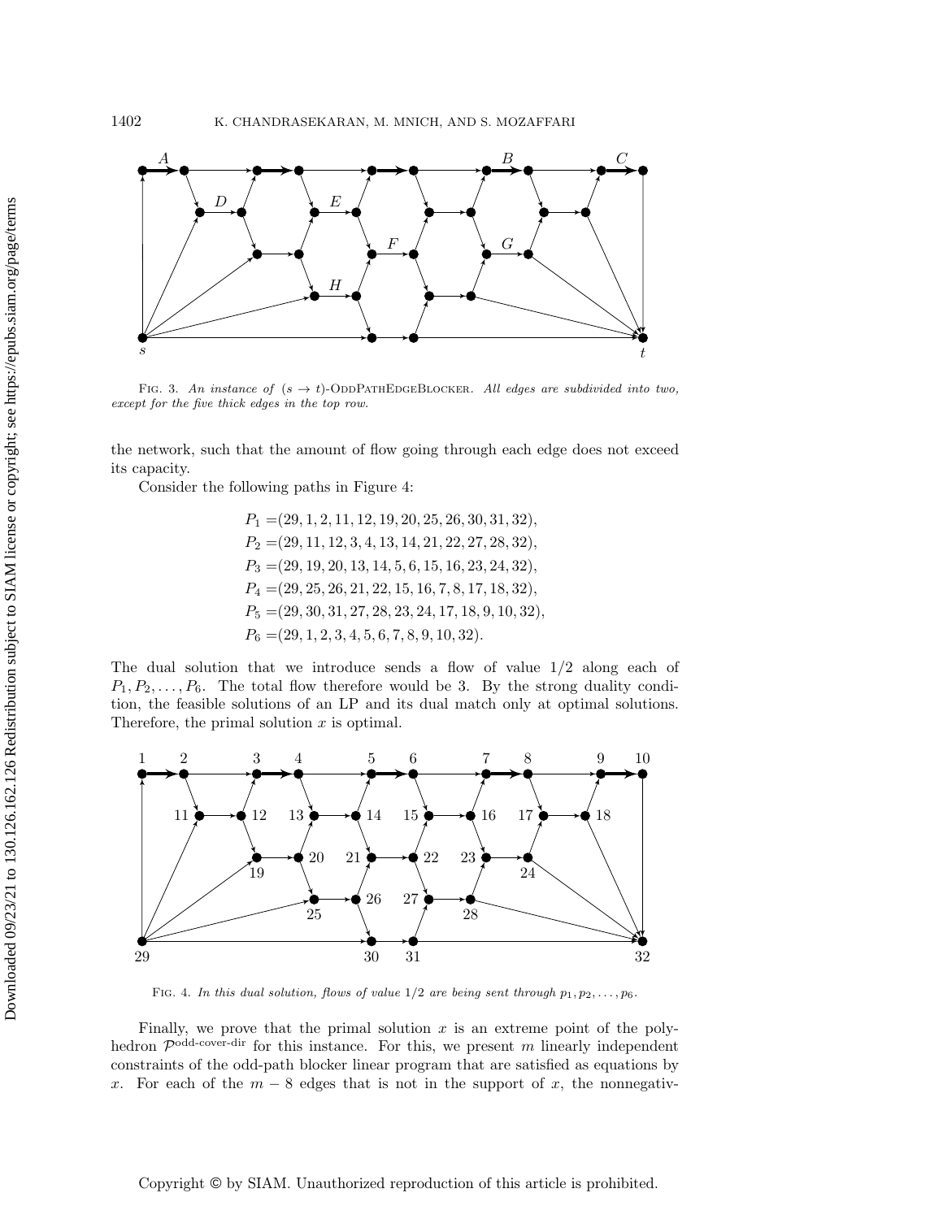FIG. 3. *An instance of* $(s \to t)$-OddPathEdgeBlocker. *All edges are subdivided into two, except for the five thick edges in the top row.*

the network, such that the amount of flow going through each edge does not exceed its capacity.

Consider the following paths in Figure 4:

$$
\begin{aligned}
P_1 =& (29, 1, 2, 11, 12, 19, 20, 25, 26, 30, 31, 32),\\
P_2 =& (29, 11, 12, 3, 4, 13, 14, 21, 22, 27, 28, 32),\\
P_3 =& (29, 19, 20, 13, 14, 5, 6, 15, 16, 23, 24, 32),\\
P_4 =& (29, 25, 26, 21, 22, 15, 16, 7, 8, 17, 18, 32),\\
P_5 =& (29, 30, 31, 27, 28, 23, 24, 17, 18, 9, 10, 32),\\
P_6 =& (29, 1, 2, 3, 4, 5, 6, 7, 8, 9, 10, 32).
\end{aligned}
$$

The dual solution that we introduce sends a flow of value 1/2 along each of $P_1, P_2, \ldots, P_6$. The total flow therefore would be 3. By the strong duality condition, the feasible solutions of an LP and its dual match only at optimal solutions. Therefore, the primal solution $x$ is optimal.

FIG. 4. *In this dual solution, flows of value* 1/2 *are being sent through* $p_1, p_2, \ldots, p_6$.

Finally, we prove that the primal solution $x$ is an extreme point of the polyhedron $\mathcal{P}^{\text{odd-cover-dir}}$ for this instance. For this, we present $m$ linearly independent constraints of the odd-path blocker linear program that are satisfied as equations by $x$. For each of the $m - 8$ edges that is not in the support of $x$, the nonnegativ-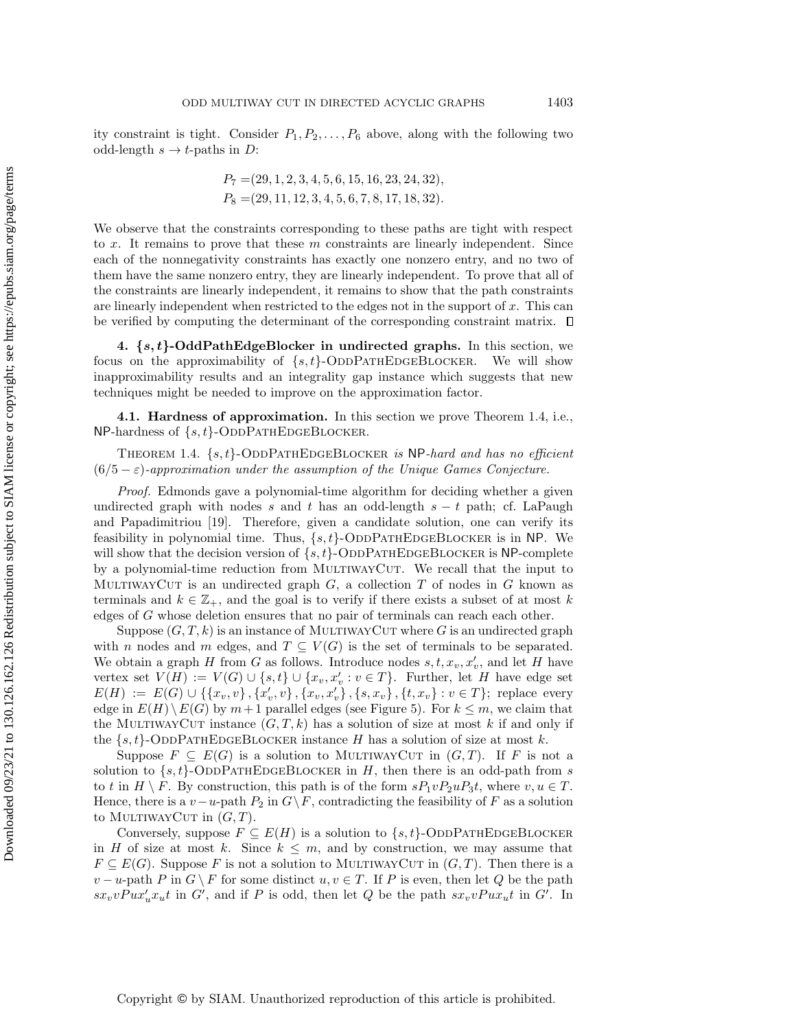ity constraint is tight. Consider $P_1, P_2, \ldots, P_6$ above, along with the following two odd-length $s \to t$-paths in $D$:

$$P_7 = (29, 1, 2, 3, 4, 5, 6, 15, 16, 23, 24, 32),$$
$$P_8 = (29, 11, 12, 3, 4, 5, 6, 7, 8, 17, 18, 32).$$

We observe that the constraints corresponding to these paths are tight with respect to $x$. It remains to prove that these $m$ constraints are linearly independent. Since each of the nonnegativity constraints has exactly one nonzero entry, and no two of them have the same nonzero entry, they are linearly independent. To prove that all of the constraints are linearly independent, it remains to show that the path constraints are linearly independent when restricted to the edges not in the support of $x$. This can be verified by computing the determinant of the corresponding constraint matrix. ◻

## 4. $\{s,t\}$-OddPathEdgeBlocker in undirected graphs.

In this section, we focus on the approximability of $\{s,t\}$-OddPathEdgeBlocker. We will show inapproximability results and an integrality gap instance which suggests that new techniques might be needed to improve on the approximation factor.

### 4.1. Hardness of approximation.

In this section we prove Theorem 1.4, i.e., NP-hardness of $\{s,t\}$-OddPathEdgeBlocker.

Theorem 1.4. *$\{s,t\}$-OddPathEdgeBlocker is* NP*-hard and has no efficient $(6/5-\varepsilon)$-approximation under the assumption of the Unique Games Conjecture.*

*Proof.* Edmonds gave a polynomial-time algorithm for deciding whether a given undirected graph with nodes $s$ and $t$ has an odd-length $s-t$ path; cf. LaPaugh and Papadimitriou [19]. Therefore, given a candidate solution, one can verify its feasibility in polynomial time. Thus, $\{s,t\}$-OddPathEdgeBlocker is in NP. We will show that the decision version of $\{s,t\}$-OddPathEdgeBlocker is NP-complete by a polynomial-time reduction from MultiwayCut. We recall that the input to MultiwayCut is an undirected graph $G$, a collection $T$ of nodes in $G$ known as terminals and $k \in \mathbb{Z}_+$, and the goal is to verify if there exists a subset of at most $k$ edges of $G$ whose deletion ensures that no pair of terminals can reach each other.

Suppose $(G, T, k)$ is an instance of MultiwayCut where $G$ is an undirected graph with $n$ nodes and $m$ edges, and $T \subseteq V(G)$ is the set of terminals to be separated. We obtain a graph $H$ from $G$ as follows. Introduce nodes $s, t, x_v, x'_v$, and let $H$ have vertex set $V(H) := V(G) \cup \{s,t\} \cup \{x_v, x'_v : v \in T\}$. Further, let $H$ have edge set $E(H) := E(G) \cup \{\{x_v, v\}, \{x'_v, v\}, \{x_v, x'_v\}, \{s, x_v\}, \{t, x_v\} : v \in T\}$; replace every edge in $E(H) \setminus E(G)$ by $m+1$ parallel edges (see Figure 5). For $k \leq m$, we claim that the MultiwayCut instance $(G, T, k)$ has a solution of size at most $k$ if and only if the $\{s,t\}$-OddPathEdgeBlocker instance $H$ has a solution of size at most $k$.

Suppose $F \subseteq E(G)$ is a solution to MultiwayCut in $(G, T)$. If $F$ is not a solution to $\{s,t\}$-OddPathEdgeBlocker in $H$, then there is an odd-path from $s$ to $t$ in $H \setminus F$. By construction, this path is of the form $sP_1vP_2uP_3t$, where $v, u \in T$. Hence, there is a $v-u$-path $P_2$ in $G \setminus F$, contradicting the feasibility of $F$ as a solution to MultiwayCut in $(G, T)$.

Conversely, suppose $F \subseteq E(H)$ is a solution to $\{s,t\}$-OddPathEdgeBlocker in $H$ of size at most $k$. Since $k \leq m$, and by construction, we may assume that $F \subseteq E(G)$. Suppose $F$ is not a solution to MultiwayCut in $(G, T)$. Then there is a $v-u$-path $P$ in $G \setminus F$ for some distinct $u, v \in T$. If $P$ is even, then let $Q$ be the path $sx_vvPux'_ux_ut$ in $G'$, and if $P$ is odd, then let $Q$ be the path $sx_vvPux_ut$ in $G'$. In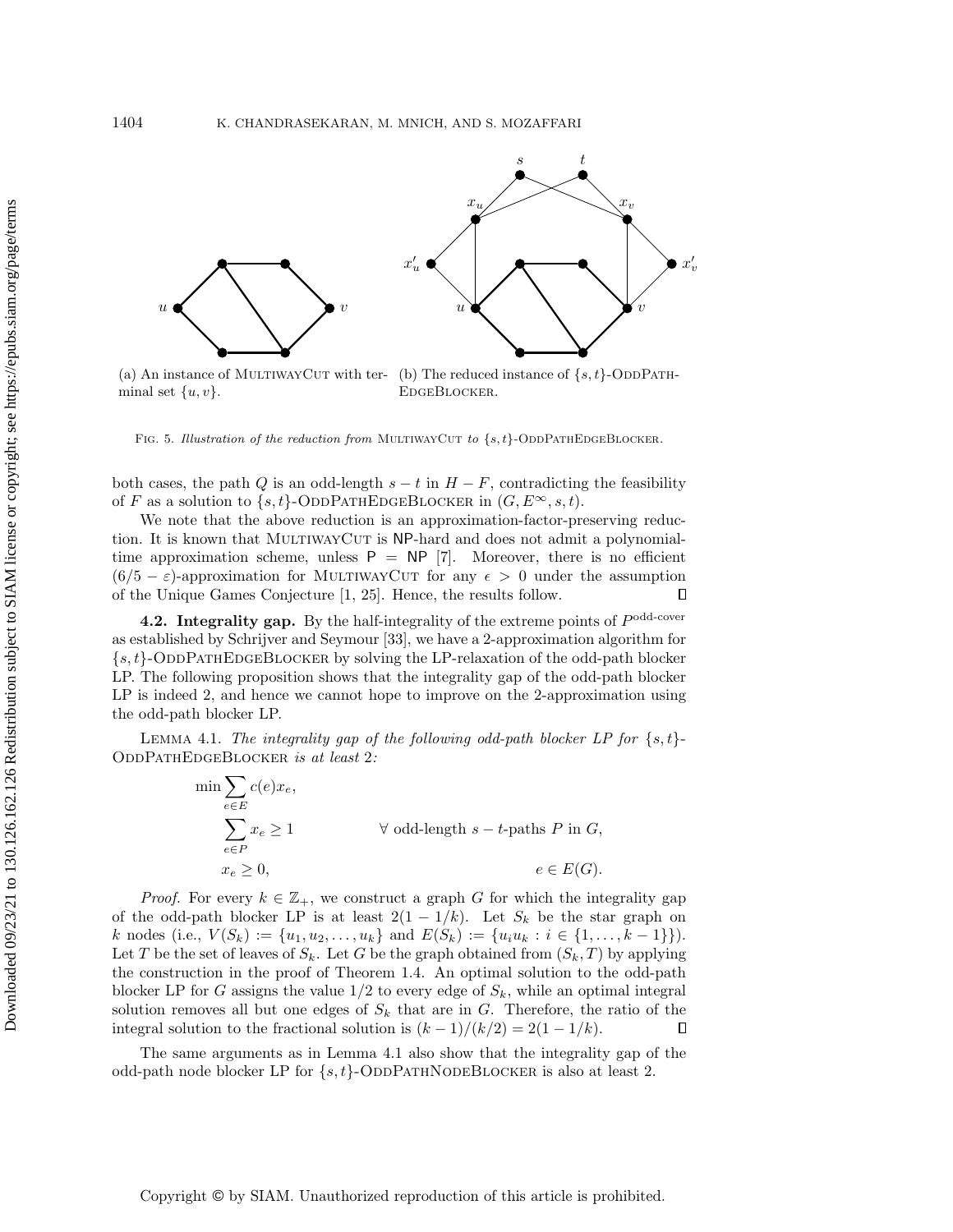(a) An instance of MultiwayCut with terminal set $\{u, v\}$.

(b) The reduced instance of $\{s,t\}$-OddPathEdgeBlocker.

Fig. 5. *Illustration of the reduction from* MultiwayCut *to* $\{s,t\}$-OddPathEdgeBlocker.

both cases, the path $Q$ is an odd-length $s-t$ in $H-F$, contradicting the feasibility of $F$ as a solution to $\{s,t\}$-OddPathEdgeBlocker in $(G, E^\infty, s, t)$.

We note that the above reduction is an approximation-factor-preserving reduction. It is known that MultiwayCut is NP-hard and does not admit a polynomial-time approximation scheme, unless P = NP [7]. Moreover, there is no efficient $(6/5-\varepsilon)$-approximation for MultiwayCut for any $\epsilon > 0$ under the assumption of the Unique Games Conjecture [1, 25]. Hence, the results follow. ∎

**4.2. Integrality gap.** By the half-integrality of the extreme points of $P^{\text{odd-cover}}$ as established by Schrijver and Seymour [33], we have a 2-approximation algorithm for $\{s,t\}$-OddPathEdgeBlocker by solving the LP-relaxation of the odd-path blocker LP. The following proposition shows that the integrality gap of the odd-path blocker LP is indeed 2, and hence we cannot hope to improve on the 2-approximation using the odd-path blocker LP.

Lemma 4.1. *The integrality gap of the following odd-path blocker LP for* $\{s,t\}$-OddPathEdgeBlocker *is at least* 2*:*

$$
\begin{aligned}
\min \sum_{e \in E} c(e) x_e, & \\
\sum_{e \in P} x_e \geq 1 & \qquad \forall \text{ odd-length } s-t\text{-paths } P \text{ in } G, \\
x_e \geq 0, & \qquad e \in E(G).
\end{aligned}
$$

*Proof.* For every $k \in \mathbb{Z}_+$, we construct a graph $G$ for which the integrality gap of the odd-path blocker LP is at least $2(1-1/k)$. Let $S_k$ be the star graph on $k$ nodes (i.e., $V(S_k) := \{u_1, u_2, \ldots, u_k\}$ and $E(S_k) := \{u_i u_k : i \in \{1, \ldots, k-1\}\}$). Let $T$ be the set of leaves of $S_k$. Let $G$ be the graph obtained from $(S_k, T)$ by applying the construction in the proof of Theorem 1.4. An optimal solution to the odd-path blocker LP for $G$ assigns the value $1/2$ to every edge of $S_k$, while an optimal integral solution removes all but one edges of $S_k$ that are in $G$. Therefore, the ratio of the integral solution to the fractional solution is $(k-1)/(k/2) = 2(1-1/k)$. ∎

The same arguments as in Lemma 4.1 also show that the integrality gap of the odd-path node blocker LP for $\{s,t\}$-OddPathNodeBlocker is also at least 2.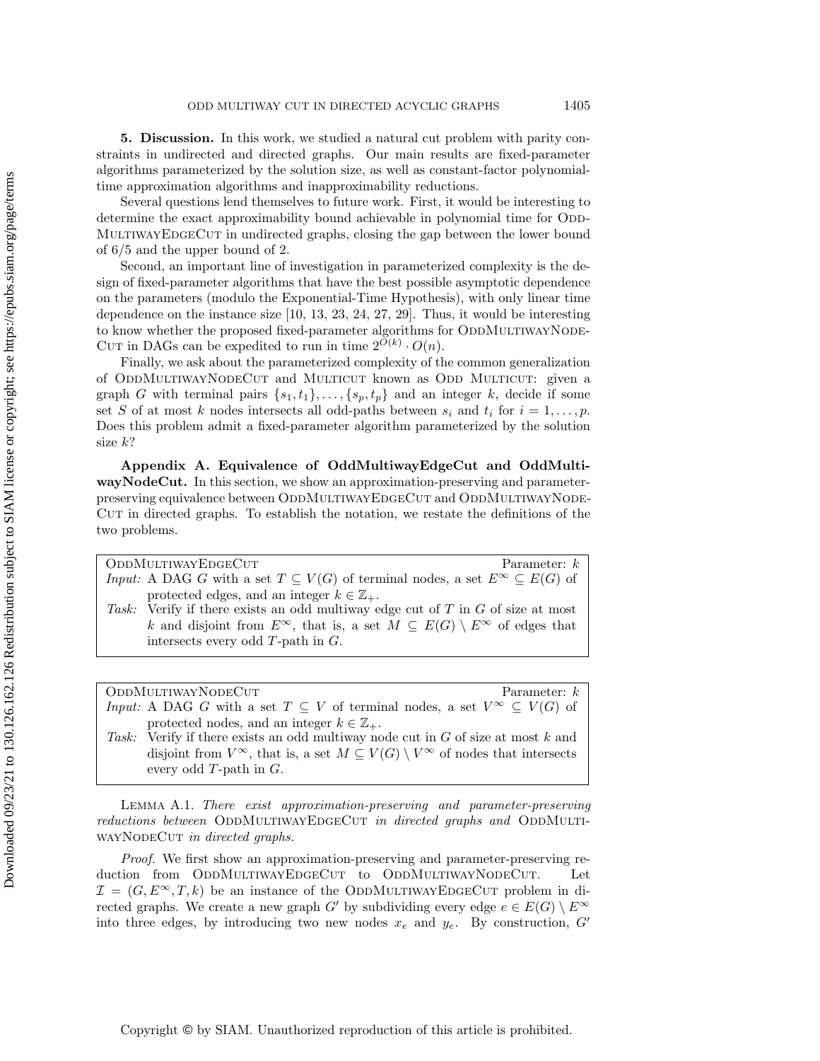**5. Discussion.** In this work, we studied a natural cut problem with parity constraints in undirected and directed graphs. Our main results are fixed-parameter algorithms parameterized by the solution size, as well as constant-factor polynomial-time approximation algorithms and inapproximability reductions.

Several questions lend themselves to future work. First, it would be interesting to determine the exact approximability bound achievable in polynomial time for OddMultiwayEdgeCut in undirected graphs, closing the gap between the lower bound of 6/5 and the upper bound of 2.

Second, an important line of investigation in parameterized complexity is the design of fixed-parameter algorithms that have the best possible asymptotic dependence on the parameters (modulo the Exponential-Time Hypothesis), with only linear time dependence on the instance size [10, 13, 23, 24, 27, 29]. Thus, it would be interesting to know whether the proposed fixed-parameter algorithms for OddMultiwayNodeCut in DAGs can be expedited to run in time $2^{O(k)} \cdot O(n)$.

Finally, we ask about the parameterized complexity of the common generalization of OddMultiwayNodeCut and Multicut known as Odd Multicut: given a graph $G$ with terminal pairs $\{s_1, t_1\}, \ldots, \{s_p, t_p\}$ and an integer $k$, decide if some set $S$ of at most $k$ nodes intersects all odd-paths between $s_i$ and $t_i$ for $i = 1, \ldots, p$. Does this problem admit a fixed-parameter algorithm parameterized by the solution size $k$?

**Appendix A. Equivalence of OddMultiwayEdgeCut and OddMultiwayNodeCut.** In this section, we show an approximation-preserving and parameter-preserving equivalence between OddMultiwayEdgeCut and OddMultiwayNodeCut in directed graphs. To establish the notation, we restate the definitions of the two problems.

| OddMultiwayEdgeCut | Parameter: $k$ |
|---|---|
| *Input:* A DAG $G$ with a set $T \subseteq V(G)$ of terminal nodes, a set $E^\infty \subseteq E(G)$ of protected edges, and an integer $k \in \mathbb{Z}_+$. | |
| *Task:* Verify if there exists an odd multiway edge cut of $T$ in $G$ of size at most $k$ and disjoint from $E^\infty$, that is, a set $M \subseteq E(G) \setminus E^\infty$ of edges that intersects every odd $T$-path in $G$. | |

| OddMultiwayNodeCut | Parameter: $k$ |
|---|---|
| *Input:* A DAG $G$ with a set $T \subseteq V$ of terminal nodes, a set $V^\infty \subseteq V(G)$ of protected nodes, and an integer $k \in \mathbb{Z}_+$. | |
| *Task:* Verify if there exists an odd multiway node cut in $G$ of size at most $k$ and disjoint from $V^\infty$, that is, a set $M \subseteq V(G) \setminus V^\infty$ of nodes that intersects every odd $T$-path in $G$. | |

Lemma A.1. *There exist approximation-preserving and parameter-preserving reductions between* OddMultiwayEdgeCut *in directed graphs and* OddMultiwayNodeCut *in directed graphs.*

*Proof.* We first show an approximation-preserving and parameter-preserving reduction from OddMultiwayEdgeCut to OddMultiwayNodeCut. Let $\mathcal{I} = (G, E^\infty, T, k)$ be an instance of the OddMultiwayEdgeCut problem in directed graphs. We create a new graph $G'$ by subdividing every edge $e \in E(G) \setminus E^\infty$ into three edges, by introducing two new nodes $x_e$ and $y_e$. By construction, $G'$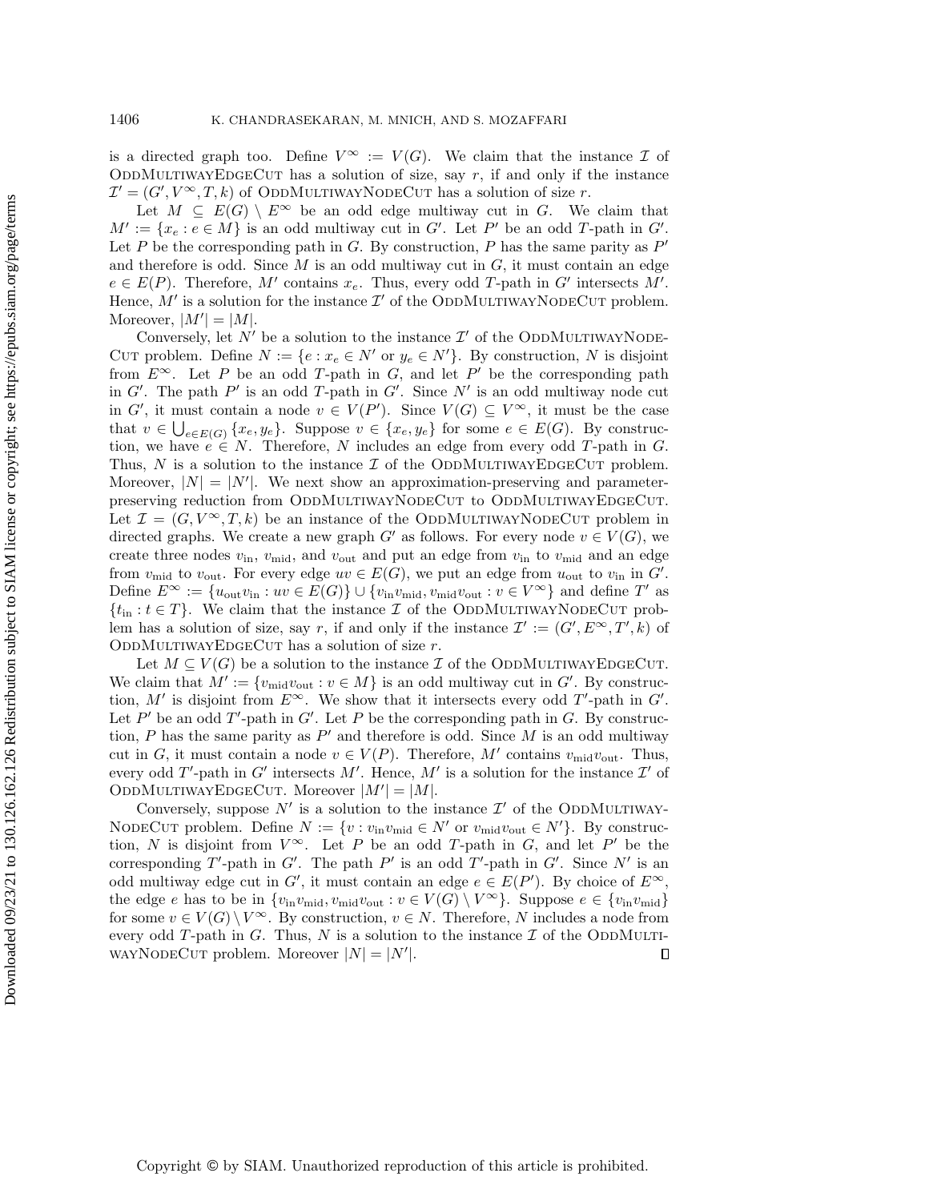is a directed graph too. Define $V^\infty := V(G)$. We claim that the instance $\mathcal{I}$ of OddMultiwayEdgeCut has a solution of size, say $r$, if and only if the instance $\mathcal{I}' = (G', V^\infty, T, k)$ of OddMultiwayNodeCut has a solution of size $r$.

Let $M \subseteq E(G) \setminus E^\infty$ be an odd edge multiway cut in $G$. We claim that $M' := \{x_e : e \in M\}$ is an odd multiway cut in $G'$. Let $P'$ be an odd $T$-path in $G'$. Let $P$ be the corresponding path in $G$. By construction, $P$ has the same parity as $P'$ and therefore is odd. Since $M$ is an odd multiway cut in $G$, it must contain an edge $e \in E(P)$. Therefore, $M'$ contains $x_e$. Thus, every odd $T$-path in $G'$ intersects $M'$. Hence, $M'$ is a solution for the instance $\mathcal{I}'$ of the OddMultiwayNodeCut problem. Moreover, $|M'| = |M|$.

Conversely, let $N'$ be a solution to the instance $\mathcal{I}'$ of the OddMultiwayNodeCut problem. Define $N := \{e : x_e \in N' \text{ or } y_e \in N'\}$. By construction, $N$ is disjoint from $E^\infty$. Let $P$ be an odd $T$-path in $G$, and let $P'$ be the corresponding path in $G'$. The path $P'$ is an odd $T$-path in $G'$. Since $N'$ is an odd multiway node cut in $G'$, it must contain a node $v \in V(P')$. Since $V(G) \subseteq V^\infty$, it must be the case that $v \in \bigcup_{e \in E(G)} \{x_e, y_e\}$. Suppose $v \in \{x_e, y_e\}$ for some $e \in E(G)$. By construction, we have $e \in N$. Therefore, $N$ includes an edge from every odd $T$-path in $G$. Thus, $N$ is a solution to the instance $\mathcal{I}$ of the OddMultiwayEdgeCut problem. Moreover, $|N| = |N'|$. We next show an approximation-preserving and parameter-preserving reduction from OddMultiwayNodeCut to OddMultiwayEdgeCut. Let $\mathcal{I} = (G, V^\infty, T, k)$ be an instance of the OddMultiwayNodeCut problem in directed graphs. We create a new graph $G'$ as follows. For every node $v \in V(G)$, we create three nodes $v_{\text{in}}$, $v_{\text{mid}}$, and $v_{\text{out}}$ and put an edge from $v_{\text{in}}$ to $v_{\text{mid}}$ and an edge from $v_{\text{mid}}$ to $v_{\text{out}}$. For every edge $uv \in E(G)$, we put an edge from $u_{\text{out}}$ to $v_{\text{in}}$ in $G'$. Define $E^\infty := \{u_{\text{out}}v_{\text{in}} : uv \in E(G)\} \cup \{v_{\text{in}}v_{\text{mid}}, v_{\text{mid}}v_{\text{out}} : v \in V^\infty\}$ and define $T'$ as $\{t_{\text{in}} : t \in T\}$. We claim that the instance $\mathcal{I}$ of the OddMultiwayNodeCut problem has a solution of size, say $r$, if and only if the instance $\mathcal{I}' := (G', E^\infty, T', k)$ of OddMultiwayEdgeCut has a solution of size $r$.

Let $M \subseteq V(G)$ be a solution to the instance $\mathcal{I}$ of the OddMultiwayEdgeCut. We claim that $M' := \{v_{\text{mid}}v_{\text{out}} : v \in M\}$ is an odd multiway cut in $G'$. By construction, $M'$ is disjoint from $E^\infty$. We show that it intersects every odd $T'$-path in $G'$. Let $P'$ be an odd $T'$-path in $G'$. Let $P$ be the corresponding path in $G$. By construction, $P$ has the same parity as $P'$ and therefore is odd. Since $M$ is an odd multiway cut in $G$, it must contain a node $v \in V(P)$. Therefore, $M'$ contains $v_{\text{mid}}v_{\text{out}}$. Thus, every odd $T'$-path in $G'$ intersects $M'$. Hence, $M'$ is a solution for the instance $\mathcal{I}'$ of OddMultiwayEdgeCut. Moreover $|M'| = |M|$.

Conversely, suppose $N'$ is a solution to the instance $\mathcal{I}'$ of the OddMultiwayNodeCut problem. Define $N := \{v : v_{\text{in}}v_{\text{mid}} \in N' \text{ or } v_{\text{mid}}v_{\text{out}} \in N'\}$. By construction, $N$ is disjoint from $V^\infty$. Let $P$ be an odd $T$-path in $G$, and let $P'$ be the corresponding $T'$-path in $G'$. The path $P'$ is an odd $T'$-path in $G'$. Since $N'$ is an odd multiway edge cut in $G'$, it must contain an edge $e \in E(P')$. By choice of $E^\infty$, the edge $e$ has to be in $\{v_{\text{in}}v_{\text{mid}}, v_{\text{mid}}v_{\text{out}} : v \in V(G) \setminus V^\infty\}$. Suppose $e \in \{v_{\text{in}}v_{\text{mid}}\}$ for some $v \in V(G) \setminus V^\infty$. By construction, $v \in N$. Therefore, $N$ includes a node from every odd $T$-path in $G$. Thus, $N$ is a solution to the instance $\mathcal{I}$ of the OddMultiwayNodeCut problem. Moreover $|N| = |N'|$. $\square$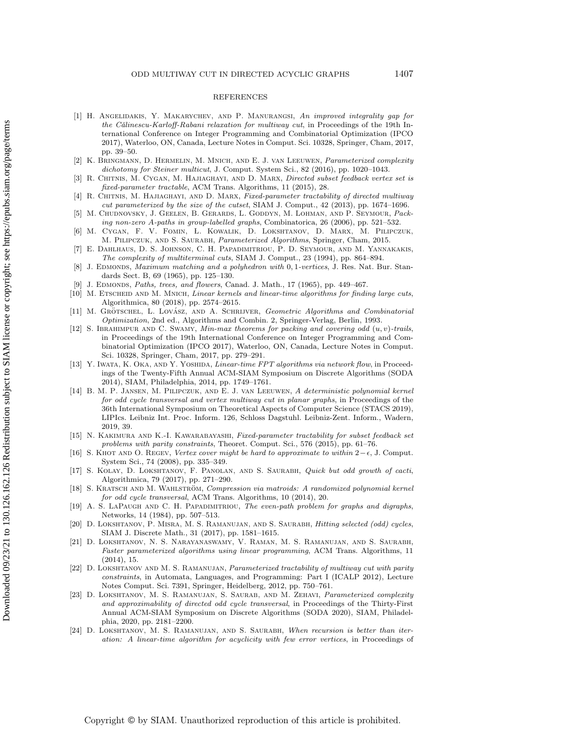## REFERENCES

[1] H. Angelidakis, Y. Makarychev, and P. Manurangsi, *An improved integrality gap for the Călinescu-Karloff-Rabani relaxation for multiway cut*, in Proceedings of the 19th International Conference on Integer Programming and Combinatorial Optimization (IPCO 2017), Waterloo, ON, Canada, Lecture Notes in Comput. Sci. 10328, Springer, Cham, 2017, pp. 39–50.

[2] K. Bringmann, D. Hermelin, M. Mnich, and E. J. van Leeuwen, *Parameterized complexity dichotomy for Steiner multicut*, J. Comput. System Sci., 82 (2016), pp. 1020–1043.

[3] R. Chitnis, M. Cygan, M. Hajiaghayi, and D. Marx, *Directed subset feedback vertex set is fixed-parameter tractable*, ACM Trans. Algorithms, 11 (2015), 28.

[4] R. Chitnis, M. Hajiaghayi, and D. Marx, *Fixed-parameter tractability of directed multiway cut parameterized by the size of the cutset*, SIAM J. Comput., 42 (2013), pp. 1674–1696.

[5] M. Chudnovsky, J. Geelen, B. Gerards, L. Goddyn, M. Lohman, and P. Seymour, *Packing non-zero A-paths in group-labelled graphs*, Combinatorica, 26 (2006), pp. 521–532.

[6] M. Cygan, F. V. Fomin, Ł. Kowalik, D. Lokshtanov, D. Marx, M. Pilipczuk, M. Pilipczuk, and S. Saurabh, *Parameterized Algorithms*, Springer, Cham, 2015.

[7] E. Dahlhaus, D. S. Johnson, C. H. Papadimitriou, P. D. Seymour, and M. Yannakakis, *The complexity of multiterminal cuts*, SIAM J. Comput., 23 (1994), pp. 864–894.

[8] J. Edmonds, *Maximum matching and a polyhedron with* 0, 1*-vertices*, J. Res. Nat. Bur. Standards Sect. B, 69 (1965), pp. 125–130.

[9] J. Edmonds, *Paths, trees, and flowers*, Canad. J. Math., 17 (1965), pp. 449–467.

[10] M. Etscheid and M. Mnich, *Linear kernels and linear-time algorithms for finding large cuts*, Algorithmica, 80 (2018), pp. 2574–2615.

[11] M. Grötschel, L. Lovász, and A. Schrijver, *Geometric Algorithms and Combinatorial Optimization*, 2nd ed., Algorithms and Combin. 2, Springer-Verlag, Berlin, 1993.

[12] S. Ibrahimpur and C. Swamy, *Min-max theorems for packing and covering odd $(u, v)$-trails*, in Proceedings of the 19th International Conference on Integer Programming and Combinatorial Optimization (IPCO 2017), Waterloo, ON, Canada, Lecture Notes in Comput. Sci. 10328, Springer, Cham, 2017, pp. 279–291.

[13] Y. Iwata, K. Oka, and Y. Yoshida, *Linear-time FPT algorithms via network flow*, in Proceedings of the Twenty-Fifth Annual ACM-SIAM Symposium on Discrete Algorithms (SODA 2014), SIAM, Philadelphia, 2014, pp. 1749–1761.

[14] B. M. P. Jansen, M. Pilipczuk, and E. J. van Leeuwen, *A deterministic polynomial kernel for odd cycle transversal and vertex multiway cut in planar graphs*, in Proceedings of the 36th International Symposium on Theoretical Aspects of Computer Science (STACS 2019), LIPIcs. Leibniz Int. Proc. Inform. 126, Schloss Dagstuhl. Leibniz-Zent. Inform., Wadern, 2019, 39.

[15] N. Kakimura and K.-I. Kawarabayashi, *Fixed-parameter tractability for subset feedback set problems with parity constraints*, Theoret. Comput. Sci., 576 (2015), pp. 61–76.

[16] S. Khot and O. Regev, *Vertex cover might be hard to approximate to within $2-\epsilon$*, J. Comput. System Sci., 74 (2008), pp. 335–349.

[17] S. Kolay, D. Lokshtanov, F. Panolan, and S. Saurabh, *Quick but odd growth of cacti*, Algorithmica, 79 (2017), pp. 271–290.

[18] S. Kratsch and M. Wahlström, *Compression via matroids: A randomized polynomial kernel for odd cycle transversal*, ACM Trans. Algorithms, 10 (2014), 20.

[19] A. S. LaPaugh and C. H. Papadimitriou, *The even-path problem for graphs and digraphs*, Networks, 14 (1984), pp. 507–513.

[20] D. Lokshtanov, P. Misra, M. S. Ramanujan, and S. Saurabh, *Hitting selected (odd) cycles*, SIAM J. Discrete Math., 31 (2017), pp. 1581–1615.

[21] D. Lokshtanov, N. S. Narayanaswamy, V. Raman, M. S. Ramanujan, and S. Saurabh, *Faster parameterized algorithms using linear programming*, ACM Trans. Algorithms, 11 (2014), 15.

[22] D. Lokshtanov and M. S. Ramanujan, *Parameterized tractability of multiway cut with parity constraints*, in Automata, Languages, and Programming: Part I (ICALP 2012), Lecture Notes Comput. Sci. 7391, Springer, Heidelberg, 2012, pp. 750–761.

[23] D. Lokshtanov, M. S. Ramanujan, S. Saurab, and M. Zehavi, *Parameterized complexity and approximability of directed odd cycle transversal*, in Proceedings of the Thirty-First Annual ACM-SIAM Symposium on Discrete Algorithms (SODA 2020), SIAM, Philadelphia, 2020, pp. 2181–2200.

[24] D. Lokshtanov, M. S. Ramanujan, and S. Saurabh, *When recursion is better than iteration: A linear-time algorithm for acyclicity with few error vertices*, in Proceedings of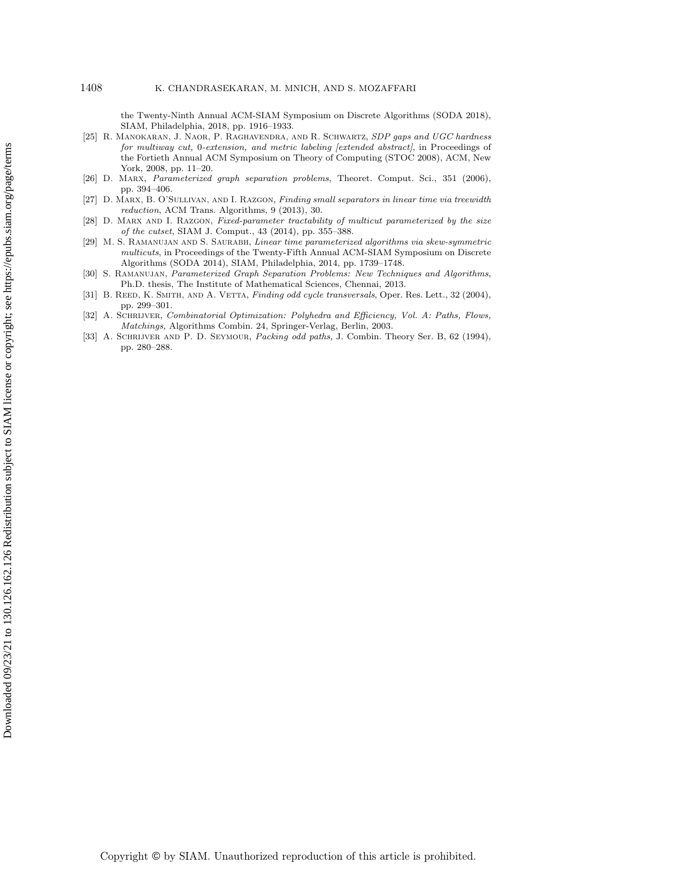the Twenty-Ninth Annual ACM-SIAM Symposium on Discrete Algorithms (SODA 2018), SIAM, Philadelphia, 2018, pp. 1916–1933.

[25] R. Manokaran, J. Naor, P. Raghavendra, and R. Schwartz, *SDP gaps and UGC hardness for multiway cut, 0-extension, and metric labeling [extended abstract]*, in Proceedings of the Fortieth Annual ACM Symposium on Theory of Computing (STOC 2008), ACM, New York, 2008, pp. 11–20.

[26] D. Marx, *Parameterized graph separation problems*, Theoret. Comput. Sci., 351 (2006), pp. 394–406.

[27] D. Marx, B. O'Sullivan, and I. Razgon, *Finding small separators in linear time via treewidth reduction*, ACM Trans. Algorithms, 9 (2013), 30.

[28] D. Marx and I. Razgon, *Fixed-parameter tractability of multicut parameterized by the size of the cutset*, SIAM J. Comput., 43 (2014), pp. 355–388.

[29] M. S. Ramanujan and S. Saurabh, *Linear time parameterized algorithms via skew-symmetric multicuts*, in Proceedings of the Twenty-Fifth Annual ACM-SIAM Symposium on Discrete Algorithms (SODA 2014), SIAM, Philadelphia, 2014, pp. 1739–1748.

[30] S. Ramanujan, *Parameterized Graph Separation Problems: New Techniques and Algorithms*, Ph.D. thesis, The Institute of Mathematical Sciences, Chennai, 2013.

[31] B. Reed, K. Smith, and A. Vetta, *Finding odd cycle transversals*, Oper. Res. Lett., 32 (2004), pp. 299–301.

[32] A. Schrijver, *Combinatorial Optimization: Polyhedra and Efficiency, Vol. A: Paths, Flows, Matchings*, Algorithms Combin. 24, Springer-Verlag, Berlin, 2003.

[33] A. Schrijver and P. D. Seymour, *Packing odd paths*, J. Combin. Theory Ser. B, 62 (1994), pp. 280–288.